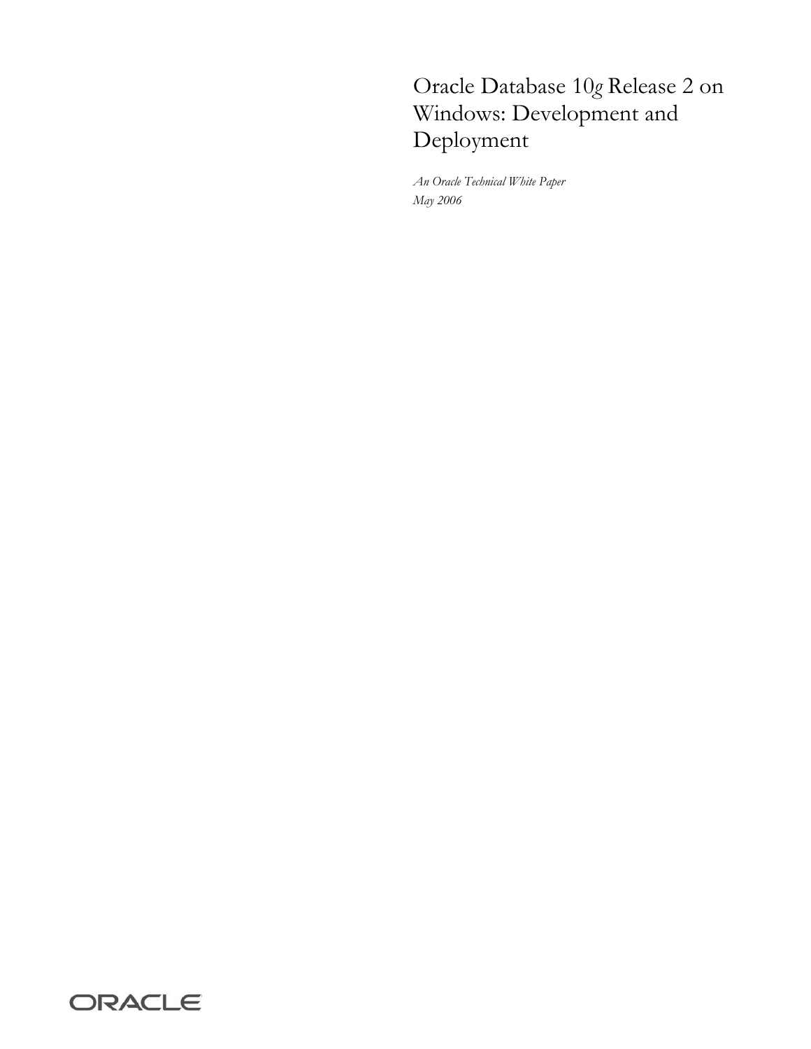# Oracle Database 10*g* Release 2 on Windows: Development and Deployment

*An Oracle Technical White Paper*
*May 2006*

ORACLE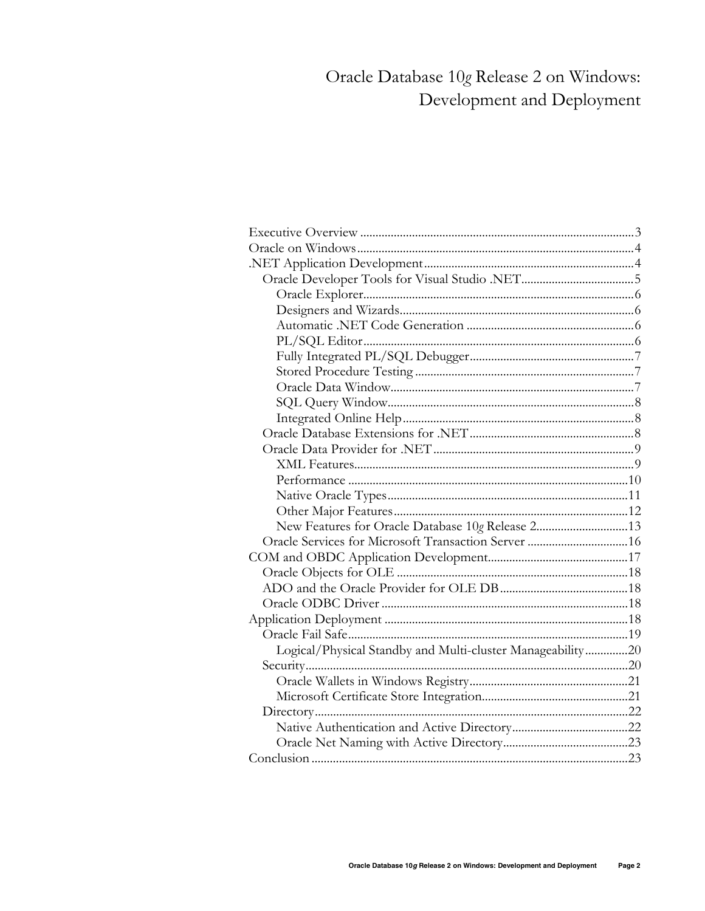# Oracle Database 10*g* Release 2 on Windows: Development and Deployment

- Executive Overview ........................................................ 3
- Oracle on Windows ........................................................ 4
- .NET Application Development ........................................................ 4
  - Oracle Developer Tools for Visual Studio .NET ........................................................ 5
    - Oracle Explorer ........................................................ 6
    - Designers and Wizards ........................................................ 6
    - Automatic .NET Code Generation ........................................................ 6
    - PL/SQL Editor ........................................................ 6
    - Fully Integrated PL/SQL Debugger ........................................................ 7
    - Stored Procedure Testing ........................................................ 7
    - Oracle Data Window ........................................................ 7
    - SQL Query Window ........................................................ 8
    - Integrated Online Help ........................................................ 8
  - Oracle Database Extensions for .NET ........................................................ 8
  - Oracle Data Provider for .NET ........................................................ 9
    - XML Features ........................................................ 9
    - Performance ........................................................ 10
    - Native Oracle Types ........................................................ 11
    - Other Major Features ........................................................ 12
    - New Features for Oracle Database 10*g* Release 2 ........................................................ 13
  - Oracle Services for Microsoft Transaction Server ........................................................ 16
- COM and OBDC Application Development ........................................................ 17
  - Oracle Objects for OLE ........................................................ 18
  - ADO and the Oracle Provider for OLE DB ........................................................ 18
  - Oracle ODBC Driver ........................................................ 18
- Application Deployment ........................................................ 18
  - Oracle Fail Safe ........................................................ 19
    - Logical/Physical Standby and Multi-cluster Manageability ........................................................ 20
  - Security ........................................................ 20
    - Oracle Wallets in Windows Registry ........................................................ 21
    - Microsoft Certificate Store Integration ........................................................ 21
  - Directory ........................................................ 22
    - Native Authentication and Active Directory ........................................................ 22
    - Oracle Net Naming with Active Directory ........................................................ 23
- Conclusion ........................................................ 23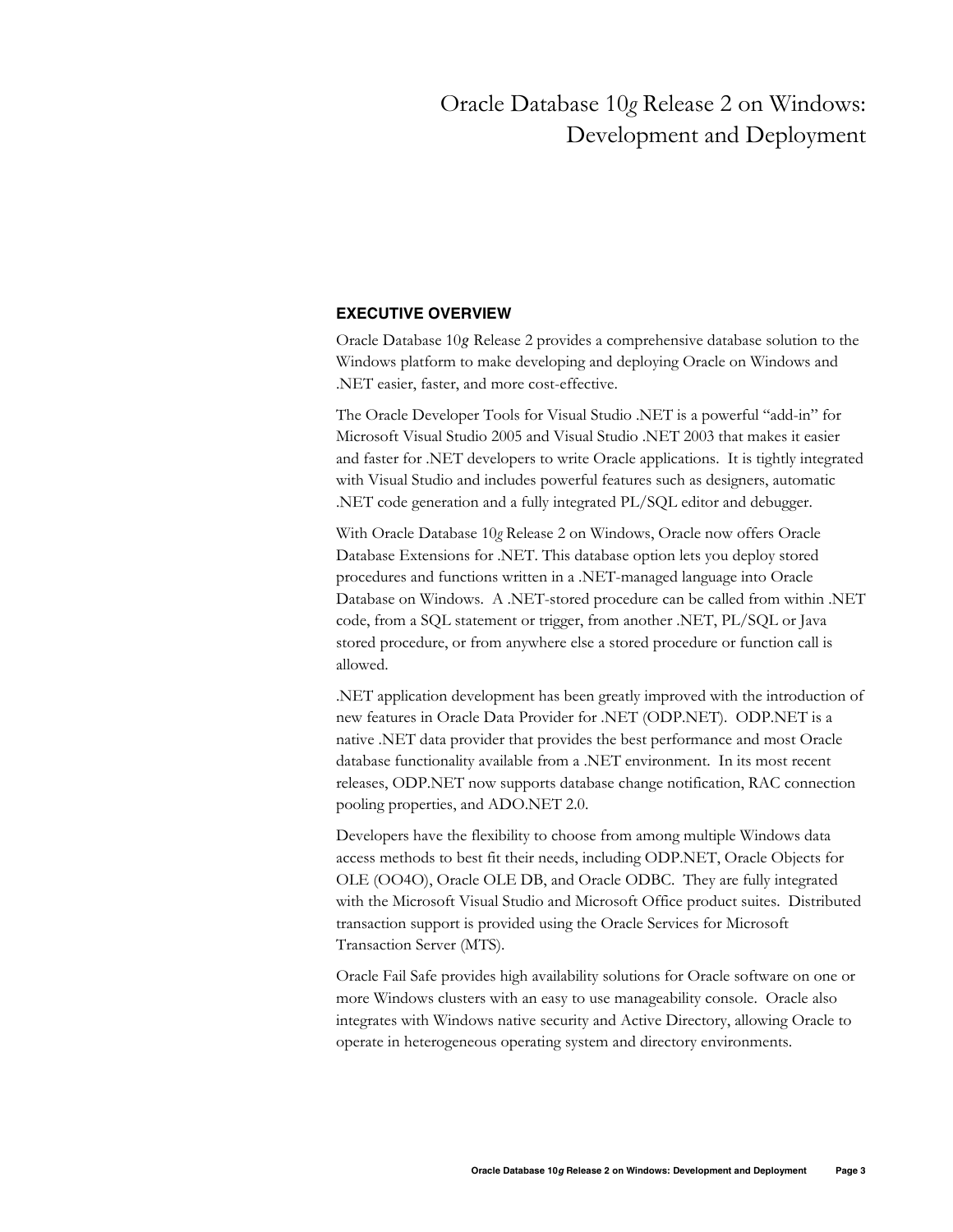# Oracle Database 10*g* Release 2 on Windows: Development and Deployment

## EXECUTIVE OVERVIEW

Oracle Database 10*g* Release 2 provides a comprehensive database solution to the Windows platform to make developing and deploying Oracle on Windows and .NET easier, faster, and more cost-effective.

The Oracle Developer Tools for Visual Studio .NET is a powerful "add-in" for Microsoft Visual Studio 2005 and Visual Studio .NET 2003 that makes it easier and faster for .NET developers to write Oracle applications. It is tightly integrated with Visual Studio and includes powerful features such as designers, automatic .NET code generation and a fully integrated PL/SQL editor and debugger.

With Oracle Database 10*g* Release 2 on Windows, Oracle now offers Oracle Database Extensions for .NET. This database option lets you deploy stored procedures and functions written in a .NET-managed language into Oracle Database on Windows. A .NET-stored procedure can be called from within .NET code, from a SQL statement or trigger, from another .NET, PL/SQL or Java stored procedure, or from anywhere else a stored procedure or function call is allowed.

.NET application development has been greatly improved with the introduction of new features in Oracle Data Provider for .NET (ODP.NET). ODP.NET is a native .NET data provider that provides the best performance and most Oracle database functionality available from a .NET environment. In its most recent releases, ODP.NET now supports database change notification, RAC connection pooling properties, and ADO.NET 2.0.

Developers have the flexibility to choose from among multiple Windows data access methods to best fit their needs, including ODP.NET, Oracle Objects for OLE (OO4O), Oracle OLE DB, and Oracle ODBC. They are fully integrated with the Microsoft Visual Studio and Microsoft Office product suites. Distributed transaction support is provided using the Oracle Services for Microsoft Transaction Server (MTS).

Oracle Fail Safe provides high availability solutions for Oracle software on one or more Windows clusters with an easy to use manageability console. Oracle also integrates with Windows native security and Active Directory, allowing Oracle to operate in heterogeneous operating system and directory environments.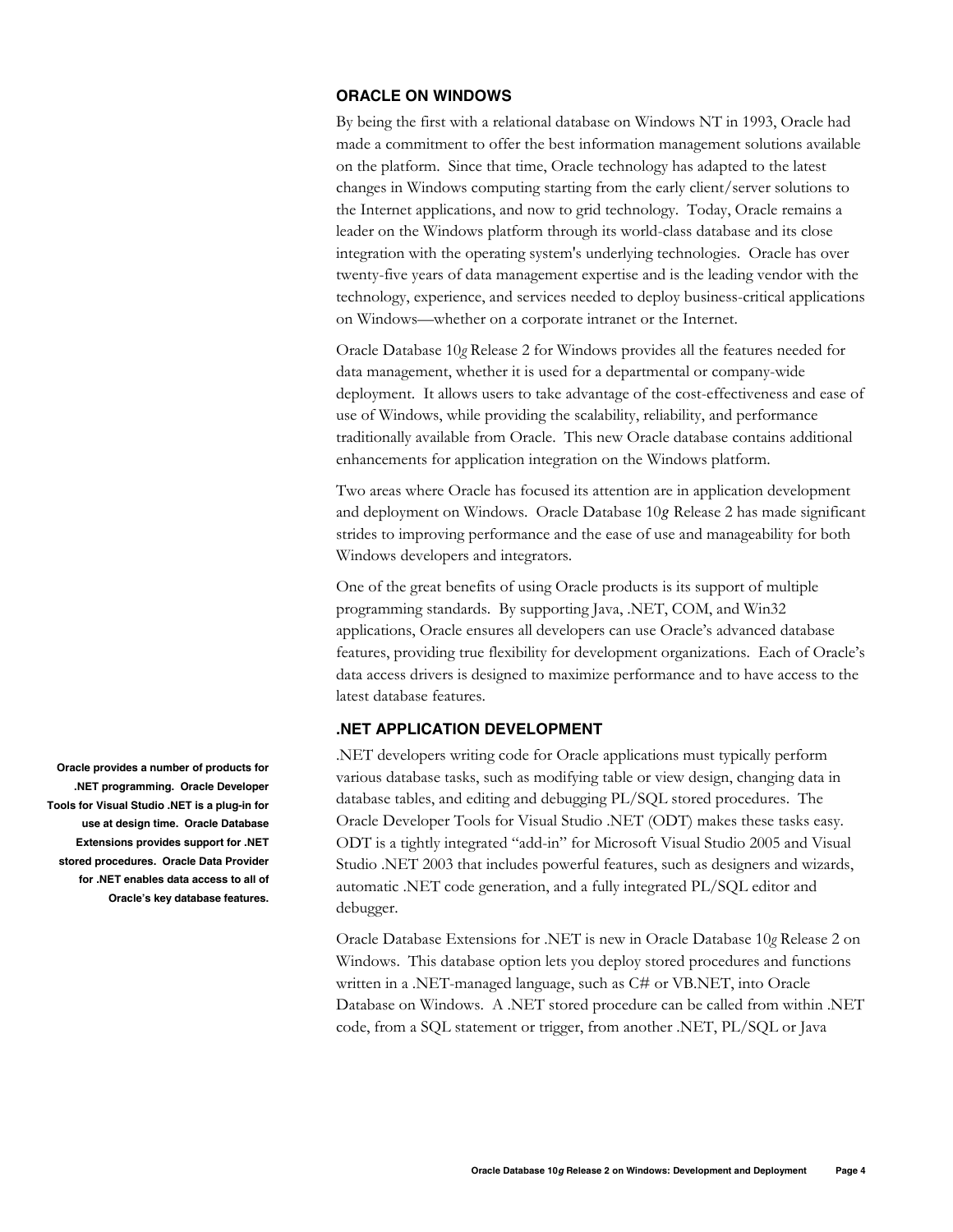## ORACLE ON WINDOWS

By being the first with a relational database on Windows NT in 1993, Oracle had made a commitment to offer the best information management solutions available on the platform. Since that time, Oracle technology has adapted to the latest changes in Windows computing starting from the early client/server solutions to the Internet applications, and now to grid technology. Today, Oracle remains a leader on the Windows platform through its world-class database and its close integration with the operating system's underlying technologies. Oracle has over twenty-five years of data management expertise and is the leading vendor with the technology, experience, and services needed to deploy business-critical applications on Windows—whether on a corporate intranet or the Internet.

Oracle Database 10*g* Release 2 for Windows provides all the features needed for data management, whether it is used for a departmental or company-wide deployment. It allows users to take advantage of the cost-effectiveness and ease of use of Windows, while providing the scalability, reliability, and performance traditionally available from Oracle. This new Oracle database contains additional enhancements for application integration on the Windows platform.

Two areas where Oracle has focused its attention are in application development and deployment on Windows. Oracle Database 10*g* Release 2 has made significant strides to improving performance and the ease of use and manageability for both Windows developers and integrators.

One of the great benefits of using Oracle products is its support of multiple programming standards. By supporting Java, .NET, COM, and Win32 applications, Oracle ensures all developers can use Oracle's advanced database features, providing true flexibility for development organizations. Each of Oracle's data access drivers is designed to maximize performance and to have access to the latest database features.

## .NET APPLICATION DEVELOPMENT

**Oracle provides a number of products for .NET programming. Oracle Developer Tools for Visual Studio .NET is a plug-in for use at design time. Oracle Database Extensions provides support for .NET stored procedures. Oracle Data Provider for .NET enables data access to all of Oracle's key database features.**

.NET developers writing code for Oracle applications must typically perform various database tasks, such as modifying table or view design, changing data in database tables, and editing and debugging PL/SQL stored procedures. The Oracle Developer Tools for Visual Studio .NET (ODT) makes these tasks easy. ODT is a tightly integrated "add-in" for Microsoft Visual Studio 2005 and Visual Studio .NET 2003 that includes powerful features, such as designers and wizards, automatic .NET code generation, and a fully integrated PL/SQL editor and debugger.

Oracle Database Extensions for .NET is new in Oracle Database 10*g* Release 2 on Windows. This database option lets you deploy stored procedures and functions written in a .NET-managed language, such as C# or VB.NET, into Oracle Database on Windows. A .NET stored procedure can be called from within .NET code, from a SQL statement or trigger, from another .NET, PL/SQL or Java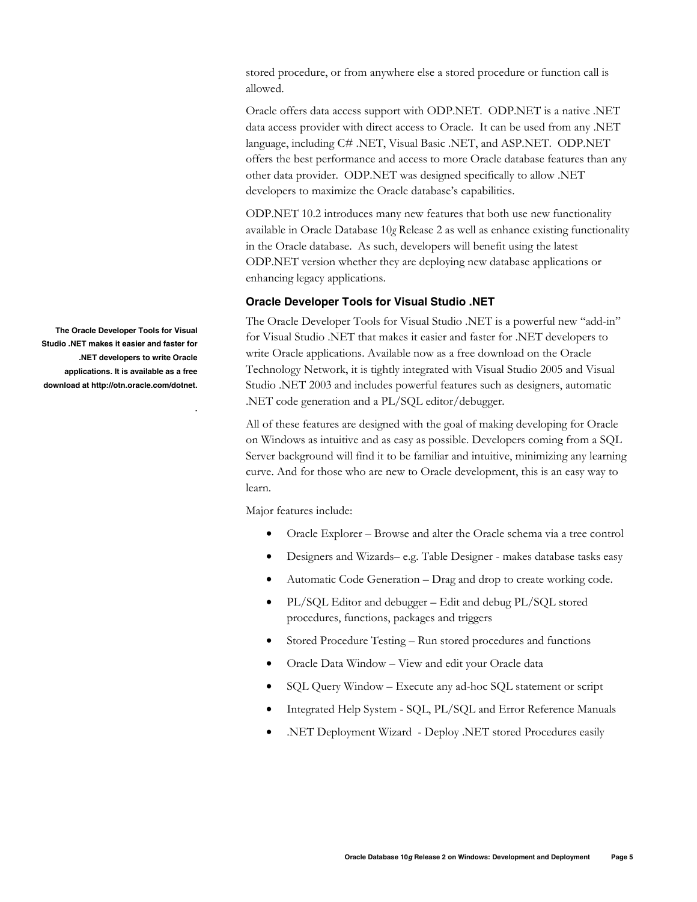stored procedure, or from anywhere else a stored procedure or function call is allowed.

Oracle offers data access support with ODP.NET. ODP.NET is a native .NET data access provider with direct access to Oracle. It can be used from any .NET language, including C# .NET, Visual Basic .NET, and ASP.NET. ODP.NET offers the best performance and access to more Oracle database features than any other data provider. ODP.NET was designed specifically to allow .NET developers to maximize the Oracle database's capabilities.

ODP.NET 10.2 introduces many new features that both use new functionality available in Oracle Database 10*g* Release 2 as well as enhance existing functionality in the Oracle database. As such, developers will benefit using the latest ODP.NET version whether they are deploying new database applications or enhancing legacy applications.

### Oracle Developer Tools for Visual Studio .NET

**The Oracle Developer Tools for Visual Studio .NET makes it easier and faster for .NET developers to write Oracle applications. It is available as a free download at http://otn.oracle.com/dotnet.**

The Oracle Developer Tools for Visual Studio .NET is a powerful new "add-in" for Visual Studio .NET that makes it easier and faster for .NET developers to write Oracle applications. Available now as a free download on the Oracle Technology Network, it is tightly integrated with Visual Studio 2005 and Visual Studio .NET 2003 and includes powerful features such as designers, automatic .NET code generation and a PL/SQL editor/debugger.

All of these features are designed with the goal of making developing for Oracle on Windows as intuitive and as easy as possible. Developers coming from a SQL Server background will find it to be familiar and intuitive, minimizing any learning curve. And for those who are new to Oracle development, this is an easy way to learn.

Major features include:

- Oracle Explorer – Browse and alter the Oracle schema via a tree control
- Designers and Wizards– e.g. Table Designer - makes database tasks easy
- Automatic Code Generation – Drag and drop to create working code.
- PL/SQL Editor and debugger – Edit and debug PL/SQL stored procedures, functions, packages and triggers
- Stored Procedure Testing – Run stored procedures and functions
- Oracle Data Window – View and edit your Oracle data
- SQL Query Window – Execute any ad-hoc SQL statement or script
- Integrated Help System - SQL, PL/SQL and Error Reference Manuals
- .NET Deployment Wizard - Deploy .NET stored Procedures easily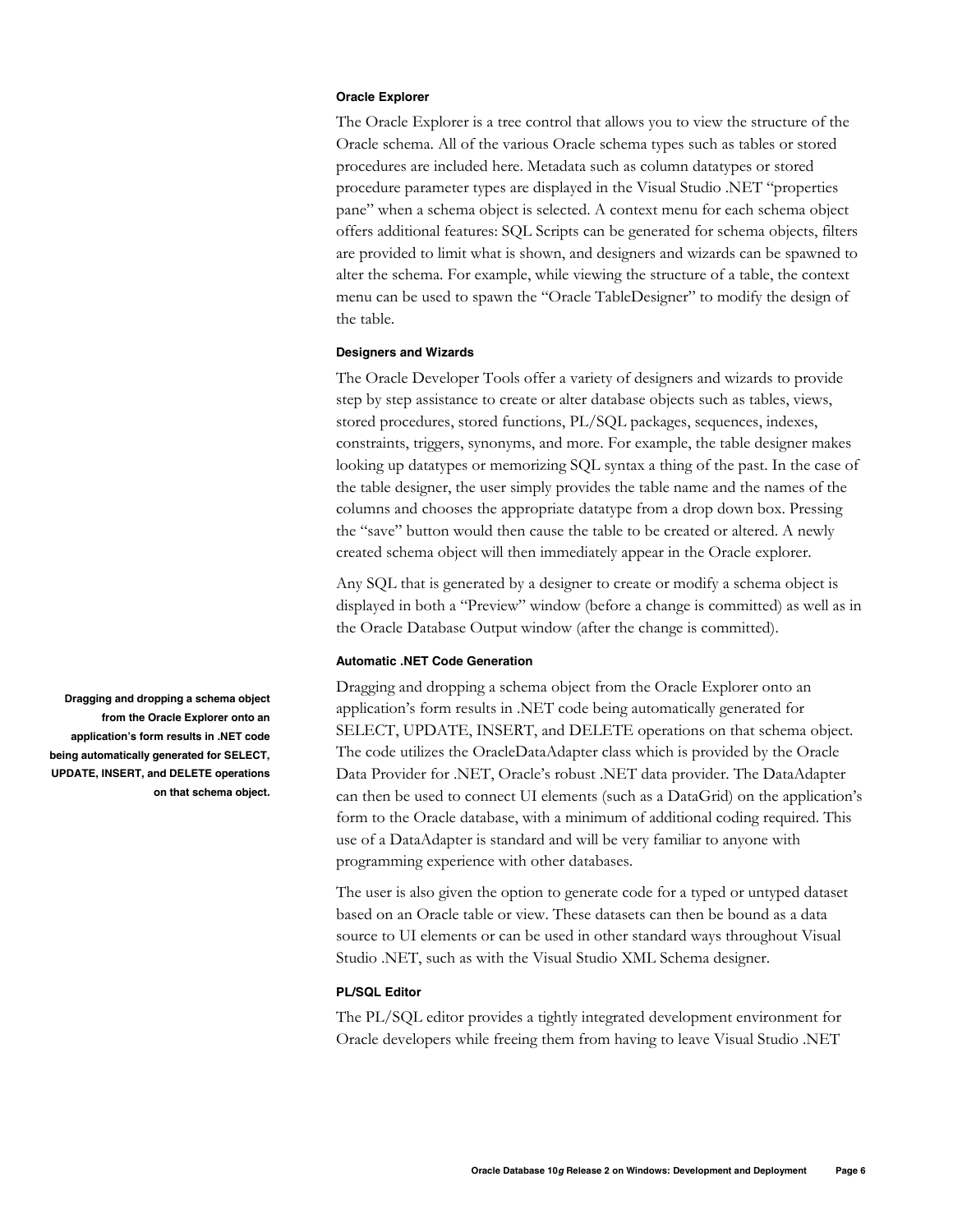### Oracle Explorer

The Oracle Explorer is a tree control that allows you to view the structure of the Oracle schema. All of the various Oracle schema types such as tables or stored procedures are included here. Metadata such as column datatypes or stored procedure parameter types are displayed in the Visual Studio .NET "properties pane" when a schema object is selected. A context menu for each schema object offers additional features: SQL Scripts can be generated for schema objects, filters are provided to limit what is shown, and designers and wizards can be spawned to alter the schema. For example, while viewing the structure of a table, the context menu can be used to spawn the "Oracle TableDesigner" to modify the design of the table.

### Designers and Wizards

The Oracle Developer Tools offer a variety of designers and wizards to provide step by step assistance to create or alter database objects such as tables, views, stored procedures, stored functions, PL/SQL packages, sequences, indexes, constraints, triggers, synonyms, and more. For example, the table designer makes looking up datatypes or memorizing SQL syntax a thing of the past. In the case of the table designer, the user simply provides the table name and the names of the columns and chooses the appropriate datatype from a drop down box. Pressing the "save" button would then cause the table to be created or altered. A newly created schema object will then immediately appear in the Oracle explorer.

Any SQL that is generated by a designer to create or modify a schema object is displayed in both a "Preview" window (before a change is committed) as well as in the Oracle Database Output window (after the change is committed).

### Automatic .NET Code Generation

**Dragging and dropping a schema object from the Oracle Explorer onto an application's form results in .NET code being automatically generated for SELECT, UPDATE, INSERT, and DELETE operations on that schema object.**

Dragging and dropping a schema object from the Oracle Explorer onto an application's form results in .NET code being automatically generated for SELECT, UPDATE, INSERT, and DELETE operations on that schema object. The code utilizes the OracleDataAdapter class which is provided by the Oracle Data Provider for .NET, Oracle's robust .NET data provider. The DataAdapter can then be used to connect UI elements (such as a DataGrid) on the application's form to the Oracle database, with a minimum of additional coding required. This use of a DataAdapter is standard and will be very familiar to anyone with programming experience with other databases.

The user is also given the option to generate code for a typed or untyped dataset based on an Oracle table or view. These datasets can then be bound as a data source to UI elements or can be used in other standard ways throughout Visual Studio .NET, such as with the Visual Studio XML Schema designer.

### PL/SQL Editor

The PL/SQL editor provides a tightly integrated development environment for Oracle developers while freeing them from having to leave Visual Studio .NET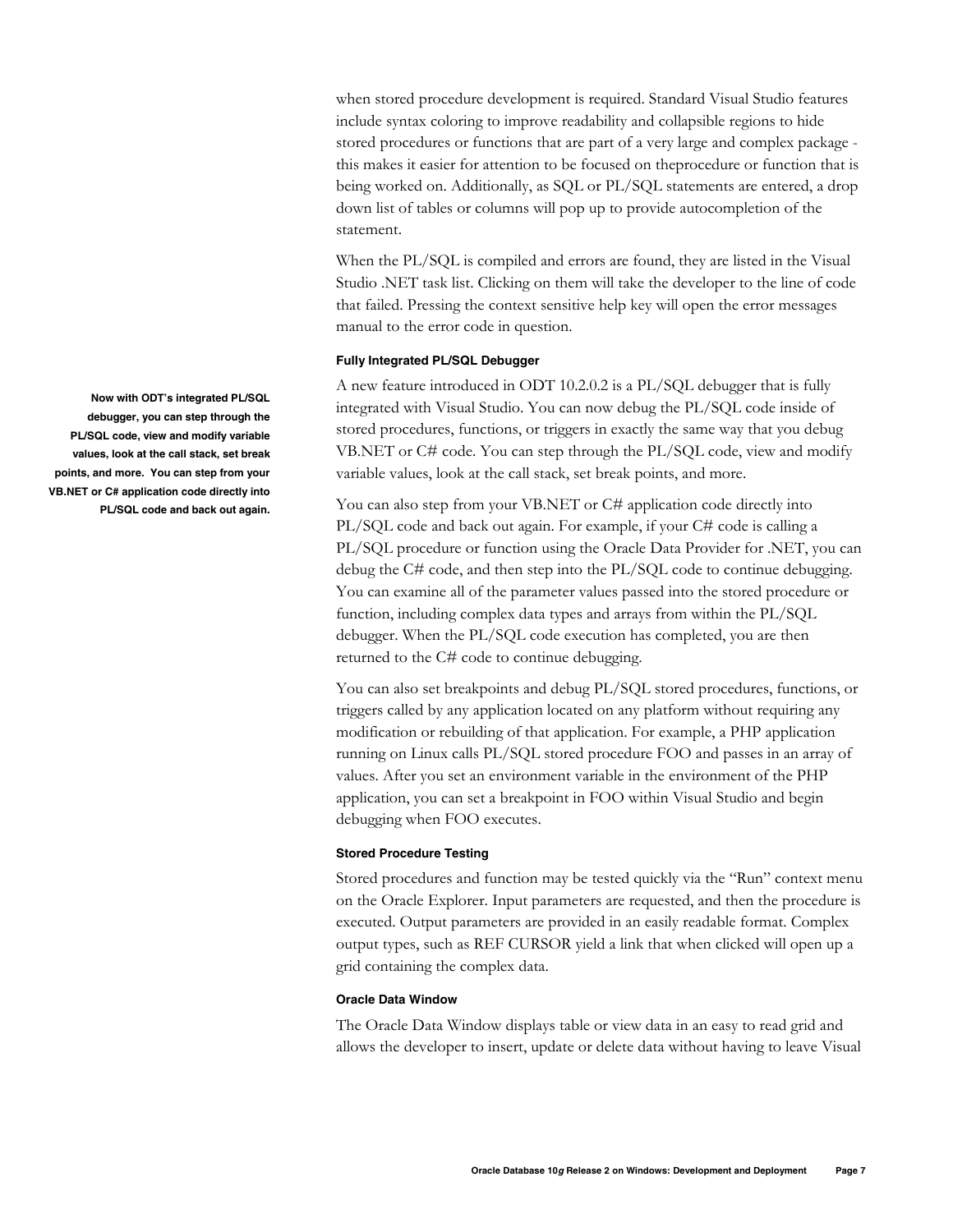when stored procedure development is required. Standard Visual Studio features include syntax coloring to improve readability and collapsible regions to hide stored procedures or functions that are part of a very large and complex package - this makes it easier for attention to be focused on theprocedure or function that is being worked on. Additionally, as SQL or PL/SQL statements are entered, a drop down list of tables or columns will pop up to provide autocompletion of the statement.

When the PL/SQL is compiled and errors are found, they are listed in the Visual Studio .NET task list. Clicking on them will take the developer to the line of code that failed. Pressing the context sensitive help key will open the error messages manual to the error code in question.

#### Fully Integrated PL/SQL Debugger

**Now with ODT's integrated PL/SQL debugger, you can step through the PL/SQL code, view and modify variable values, look at the call stack, set break points, and more. You can step from your VB.NET or C# application code directly into PL/SQL code and back out again.**

A new feature introduced in ODT 10.2.0.2 is a PL/SQL debugger that is fully integrated with Visual Studio. You can now debug the PL/SQL code inside of stored procedures, functions, or triggers in exactly the same way that you debug VB.NET or C# code. You can step through the PL/SQL code, view and modify variable values, look at the call stack, set break points, and more.

You can also step from your VB.NET or C# application code directly into PL/SQL code and back out again. For example, if your C# code is calling a PL/SQL procedure or function using the Oracle Data Provider for .NET, you can debug the C# code, and then step into the PL/SQL code to continue debugging. You can examine all of the parameter values passed into the stored procedure or function, including complex data types and arrays from within the PL/SQL debugger. When the PL/SQL code execution has completed, you are then returned to the C# code to continue debugging.

You can also set breakpoints and debug PL/SQL stored procedures, functions, or triggers called by any application located on any platform without requiring any modification or rebuilding of that application. For example, a PHP application running on Linux calls PL/SQL stored procedure FOO and passes in an array of values. After you set an environment variable in the environment of the PHP application, you can set a breakpoint in FOO within Visual Studio and begin debugging when FOO executes.

#### Stored Procedure Testing

Stored procedures and function may be tested quickly via the "Run" context menu on the Oracle Explorer. Input parameters are requested, and then the procedure is executed. Output parameters are provided in an easily readable format. Complex output types, such as REF CURSOR yield a link that when clicked will open up a grid containing the complex data.

#### Oracle Data Window

The Oracle Data Window displays table or view data in an easy to read grid and allows the developer to insert, update or delete data without having to leave Visual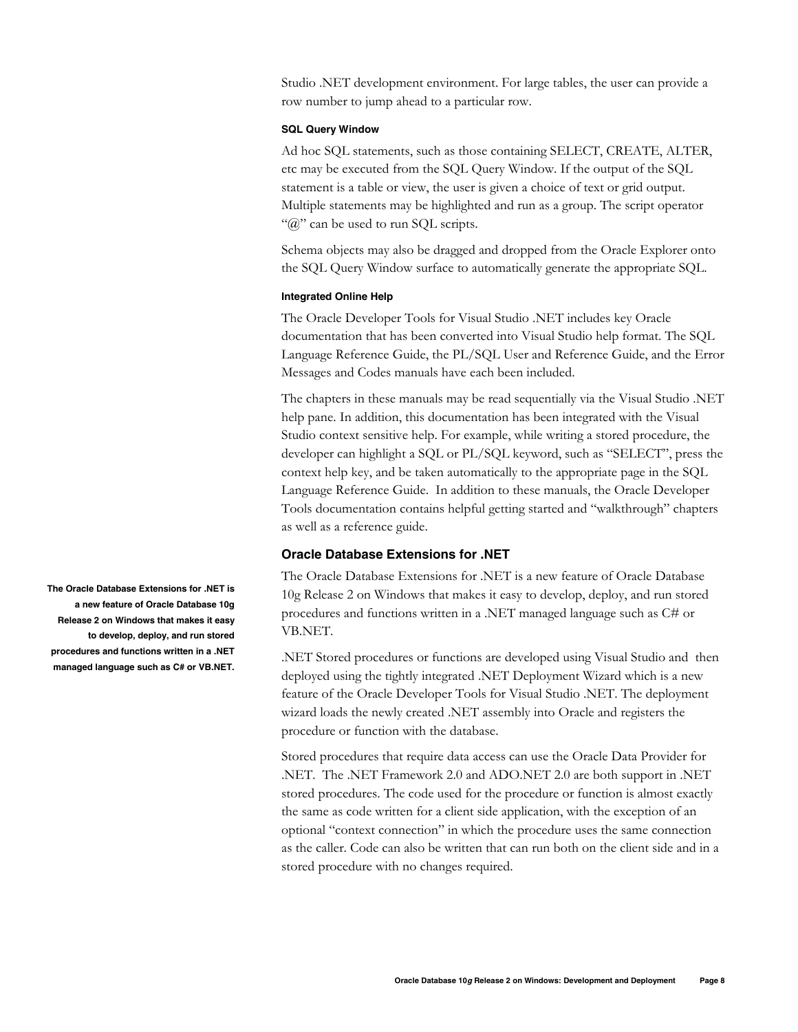Studio .NET development environment. For large tables, the user can provide a row number to jump ahead to a particular row.

#### SQL Query Window

Ad hoc SQL statements, such as those containing SELECT, CREATE, ALTER, etc may be executed from the SQL Query Window. If the output of the SQL statement is a table or view, the user is given a choice of text or grid output. Multiple statements may be highlighted and run as a group. The script operator "@" can be used to run SQL scripts.

Schema objects may also be dragged and dropped from the Oracle Explorer onto the SQL Query Window surface to automatically generate the appropriate SQL.

#### Integrated Online Help

The Oracle Developer Tools for Visual Studio .NET includes key Oracle documentation that has been converted into Visual Studio help format. The SQL Language Reference Guide, the PL/SQL User and Reference Guide, and the Error Messages and Codes manuals have each been included.

The chapters in these manuals may be read sequentially via the Visual Studio .NET help pane. In addition, this documentation has been integrated with the Visual Studio context sensitive help. For example, while writing a stored procedure, the developer can highlight a SQL or PL/SQL keyword, such as "SELECT", press the context help key, and be taken automatically to the appropriate page in the SQL Language Reference Guide. In addition to these manuals, the Oracle Developer Tools documentation contains helpful getting started and "walkthrough" chapters as well as a reference guide.

### Oracle Database Extensions for .NET

**The Oracle Database Extensions for .NET is a new feature of Oracle Database 10g Release 2 on Windows that makes it easy to develop, deploy, and run stored procedures and functions written in a .NET managed language such as C# or VB.NET.**

The Oracle Database Extensions for .NET is a new feature of Oracle Database 10g Release 2 on Windows that makes it easy to develop, deploy, and run stored procedures and functions written in a .NET managed language such as C# or VB.NET.

.NET Stored procedures or functions are developed using Visual Studio and then deployed using the tightly integrated .NET Deployment Wizard which is a new feature of the Oracle Developer Tools for Visual Studio .NET. The deployment wizard loads the newly created .NET assembly into Oracle and registers the procedure or function with the database.

Stored procedures that require data access can use the Oracle Data Provider for .NET. The .NET Framework 2.0 and ADO.NET 2.0 are both support in .NET stored procedures. The code used for the procedure or function is almost exactly the same as code written for a client side application, with the exception of an optional "context connection" in which the procedure uses the same connection as the caller. Code can also be written that can run both on the client side and in a stored procedure with no changes required.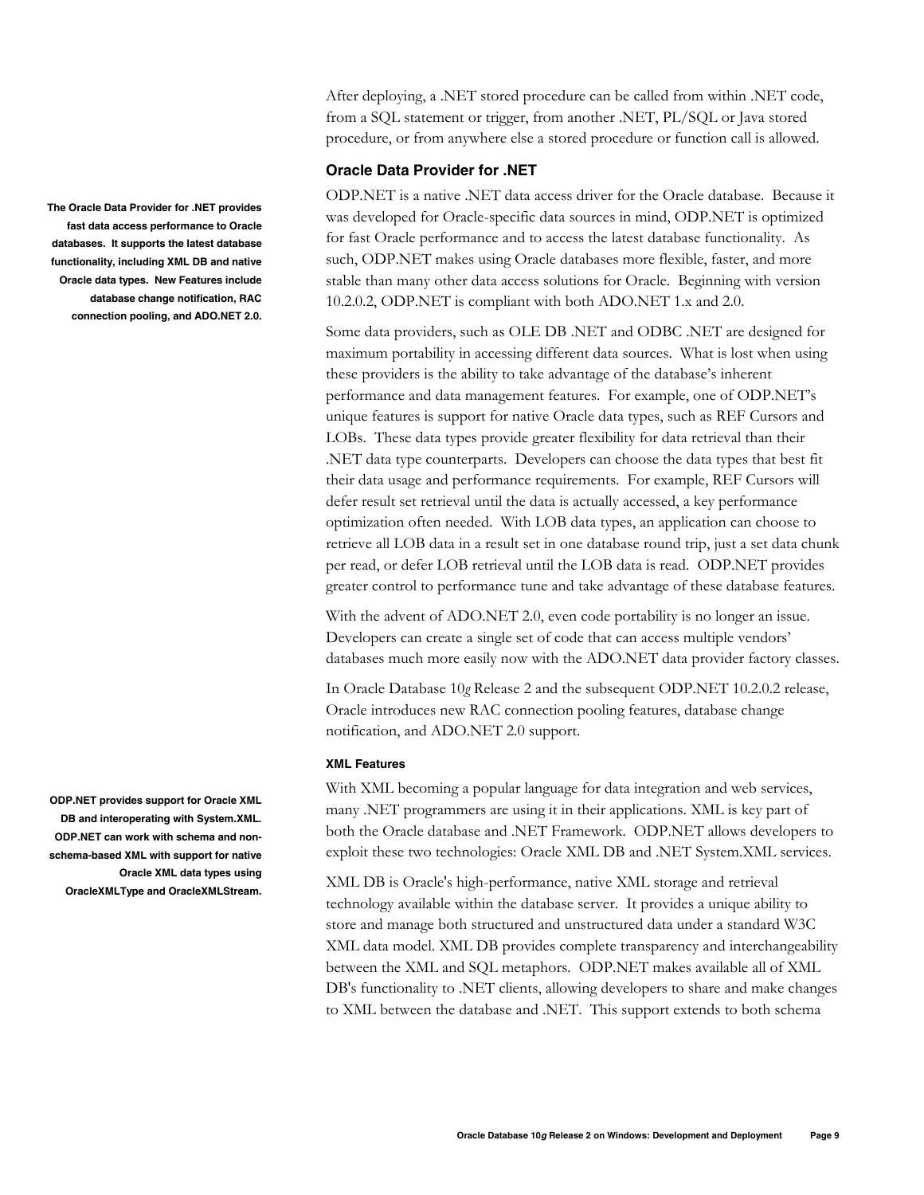After deploying, a .NET stored procedure can be called from within .NET code, from a SQL statement or trigger, from another .NET, PL/SQL or Java stored procedure, or from anywhere else a stored procedure or function call is allowed.

### Oracle Data Provider for .NET

**The Oracle Data Provider for .NET provides fast data access performance to Oracle databases. It supports the latest database functionality, including XML DB and native Oracle data types. New Features include database change notification, RAC connection pooling, and ADO.NET 2.0.**

ODP.NET is a native .NET data access driver for the Oracle database. Because it was developed for Oracle-specific data sources in mind, ODP.NET is optimized for fast Oracle performance and to access the latest database functionality. As such, ODP.NET makes using Oracle databases more flexible, faster, and more stable than many other data access solutions for Oracle. Beginning with version 10.2.0.2, ODP.NET is compliant with both ADO.NET 1.x and 2.0.

Some data providers, such as OLE DB .NET and ODBC .NET are designed for maximum portability in accessing different data sources. What is lost when using these providers is the ability to take advantage of the database's inherent performance and data management features. For example, one of ODP.NET's unique features is support for native Oracle data types, such as REF Cursors and LOBs. These data types provide greater flexibility for data retrieval than their .NET data type counterparts. Developers can choose the data types that best fit their data usage and performance requirements. For example, REF Cursors will defer result set retrieval until the data is actually accessed, a key performance optimization often needed. With LOB data types, an application can choose to retrieve all LOB data in a result set in one database round trip, just a set data chunk per read, or defer LOB retrieval until the LOB data is read. ODP.NET provides greater control to performance tune and take advantage of these database features.

With the advent of ADO.NET 2.0, even code portability is no longer an issue. Developers can create a single set of code that can access multiple vendors' databases much more easily now with the ADO.NET data provider factory classes.

In Oracle Database 10*g* Release 2 and the subsequent ODP.NET 10.2.0.2 release, Oracle introduces new RAC connection pooling features, database change notification, and ADO.NET 2.0 support.

#### XML Features

**ODP.NET provides support for Oracle XML DB and interoperating with System.XML. ODP.NET can work with schema and non-schema-based XML with support for native Oracle XML data types using OracleXMLType and OracleXMLStream.**

With XML becoming a popular language for data integration and web services, many .NET programmers are using it in their applications. XML is key part of both the Oracle database and .NET Framework. ODP.NET allows developers to exploit these two technologies: Oracle XML DB and .NET System.XML services.

XML DB is Oracle's high-performance, native XML storage and retrieval technology available within the database server. It provides a unique ability to store and manage both structured and unstructured data under a standard W3C XML data model. XML DB provides complete transparency and interchangeability between the XML and SQL metaphors. ODP.NET makes available all of XML DB's functionality to .NET clients, allowing developers to share and make changes to XML between the database and .NET. This support extends to both schema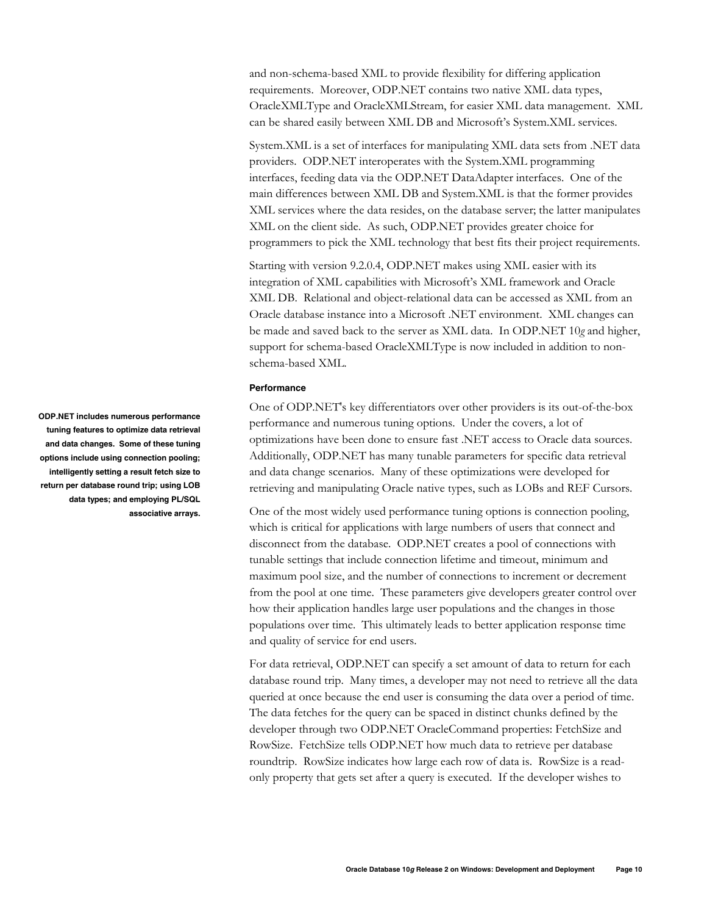and non-schema-based XML to provide flexibility for differing application requirements. Moreover, ODP.NET contains two native XML data types, OracleXMLType and OracleXMLStream, for easier XML data management. XML can be shared easily between XML DB and Microsoft's System.XML services.

System.XML is a set of interfaces for manipulating XML data sets from .NET data providers. ODP.NET interoperates with the System.XML programming interfaces, feeding data via the ODP.NET DataAdapter interfaces. One of the main differences between XML DB and System.XML is that the former provides XML services where the data resides, on the database server; the latter manipulates XML on the client side. As such, ODP.NET provides greater choice for programmers to pick the XML technology that best fits their project requirements.

Starting with version 9.2.0.4, ODP.NET makes using XML easier with its integration of XML capabilities with Microsoft's XML framework and Oracle XML DB. Relational and object-relational data can be accessed as XML from an Oracle database instance into a Microsoft .NET environment. XML changes can be made and saved back to the server as XML data. In ODP.NET 10*g* and higher, support for schema-based OracleXMLType is now included in addition to non-schema-based XML.

#### Performance

**ODP.NET includes numerous performance tuning features to optimize data retrieval and data changes. Some of these tuning options include using connection pooling; intelligently setting a result fetch size to return per database round trip; using LOB data types; and employing PL/SQL associative arrays.**

One of ODP.NET's key differentiators over other providers is its out-of-the-box performance and numerous tuning options. Under the covers, a lot of optimizations have been done to ensure fast .NET access to Oracle data sources. Additionally, ODP.NET has many tunable parameters for specific data retrieval and data change scenarios. Many of these optimizations were developed for retrieving and manipulating Oracle native types, such as LOBs and REF Cursors.

One of the most widely used performance tuning options is connection pooling, which is critical for applications with large numbers of users that connect and disconnect from the database. ODP.NET creates a pool of connections with tunable settings that include connection lifetime and timeout, minimum and maximum pool size, and the number of connections to increment or decrement from the pool at one time. These parameters give developers greater control over how their application handles large user populations and the changes in those populations over time. This ultimately leads to better application response time and quality of service for end users.

For data retrieval, ODP.NET can specify a set amount of data to return for each database round trip. Many times, a developer may not need to retrieve all the data queried at once because the end user is consuming the data over a period of time. The data fetches for the query can be spaced in distinct chunks defined by the developer through two ODP.NET OracleCommand properties: FetchSize and RowSize. FetchSize tells ODP.NET how much data to retrieve per database roundtrip. RowSize indicates how large each row of data is. RowSize is a read-only property that gets set after a query is executed. If the developer wishes to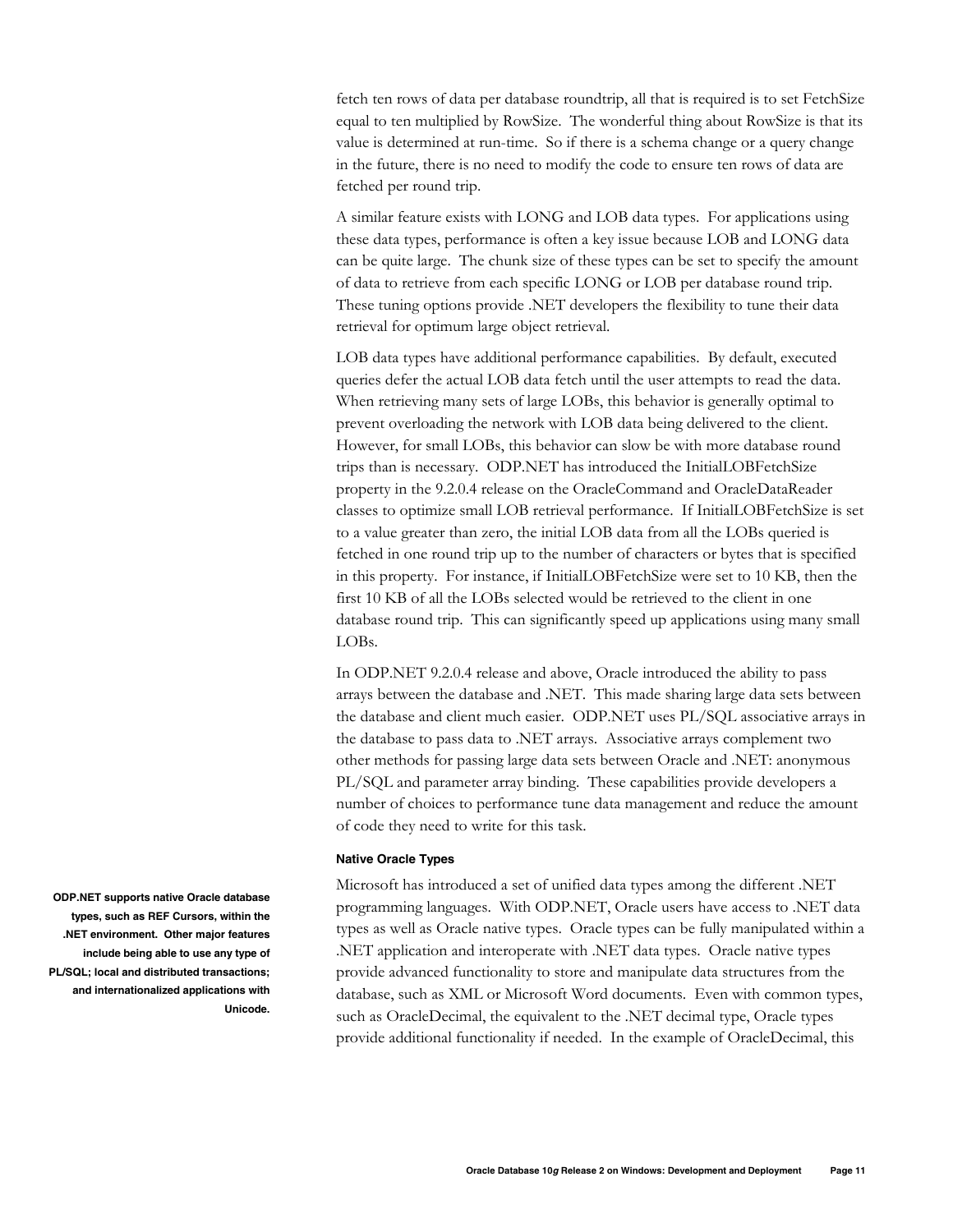fetch ten rows of data per database roundtrip, all that is required is to set FetchSize equal to ten multiplied by RowSize. The wonderful thing about RowSize is that its value is determined at run-time. So if there is a schema change or a query change in the future, there is no need to modify the code to ensure ten rows of data are fetched per round trip.

A similar feature exists with LONG and LOB data types. For applications using these data types, performance is often a key issue because LOB and LONG data can be quite large. The chunk size of these types can be set to specify the amount of data to retrieve from each specific LONG or LOB per database round trip. These tuning options provide .NET developers the flexibility to tune their data retrieval for optimum large object retrieval.

LOB data types have additional performance capabilities. By default, executed queries defer the actual LOB data fetch until the user attempts to read the data. When retrieving many sets of large LOBs, this behavior is generally optimal to prevent overloading the network with LOB data being delivered to the client. However, for small LOBs, this behavior can slow be with more database round trips than is necessary. ODP.NET has introduced the InitialLOBFetchSize property in the 9.2.0.4 release on the OracleCommand and OracleDataReader classes to optimize small LOB retrieval performance. If InitialLOBFetchSize is set to a value greater than zero, the initial LOB data from all the LOBs queried is fetched in one round trip up to the number of characters or bytes that is specified in this property. For instance, if InitialLOBFetchSize were set to 10 KB, then the first 10 KB of all the LOBs selected would be retrieved to the client in one database round trip. This can significantly speed up applications using many small LOBs.

In ODP.NET 9.2.0.4 release and above, Oracle introduced the ability to pass arrays between the database and .NET. This made sharing large data sets between the database and client much easier. ODP.NET uses PL/SQL associative arrays in the database to pass data to .NET arrays. Associative arrays complement two other methods for passing large data sets between Oracle and .NET: anonymous PL/SQL and parameter array binding. These capabilities provide developers a number of choices to performance tune data management and reduce the amount of code they need to write for this task.

#### Native Oracle Types

**ODP.NET supports native Oracle database types, such as REF Cursors, within the .NET environment. Other major features include being able to use any type of PL/SQL; local and distributed transactions; and internationalized applications with Unicode.**

Microsoft has introduced a set of unified data types among the different .NET programming languages. With ODP.NET, Oracle users have access to .NET data types as well as Oracle native types. Oracle types can be fully manipulated within a .NET application and interoperate with .NET data types. Oracle native types provide advanced functionality to store and manipulate data structures from the database, such as XML or Microsoft Word documents. Even with common types, such as OracleDecimal, the equivalent to the .NET decimal type, Oracle types provide additional functionality if needed. In the example of OracleDecimal, this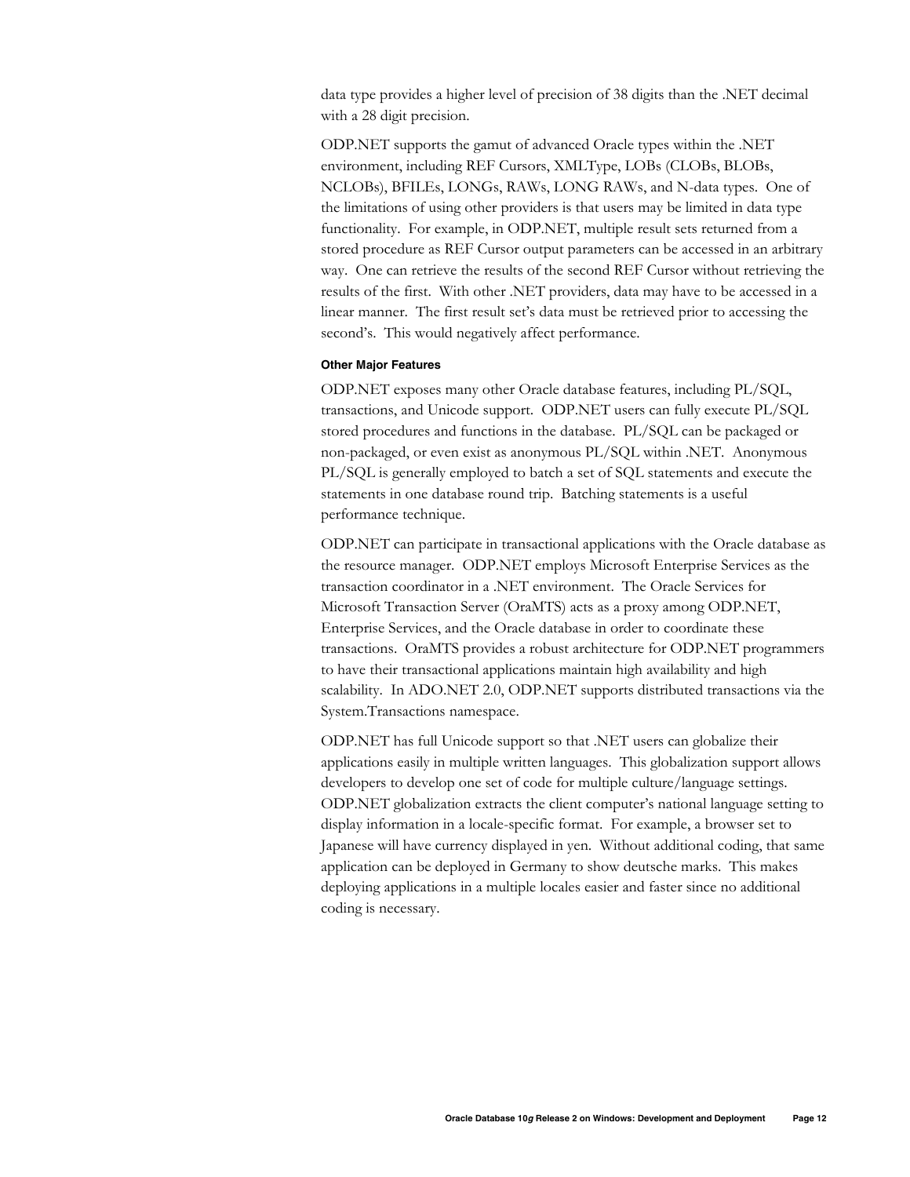data type provides a higher level of precision of 38 digits than the .NET decimal with a 28 digit precision.

ODP.NET supports the gamut of advanced Oracle types within the .NET environment, including REF Cursors, XMLType, LOBs (CLOBs, BLOBs, NCLOBs), BFILEs, LONGs, RAWs, LONG RAWs, and N-data types. One of the limitations of using other providers is that users may be limited in data type functionality. For example, in ODP.NET, multiple result sets returned from a stored procedure as REF Cursor output parameters can be accessed in an arbitrary way. One can retrieve the results of the second REF Cursor without retrieving the results of the first. With other .NET providers, data may have to be accessed in a linear manner. The first result set's data must be retrieved prior to accessing the second's. This would negatively affect performance.

#### Other Major Features

ODP.NET exposes many other Oracle database features, including PL/SQL, transactions, and Unicode support. ODP.NET users can fully execute PL/SQL stored procedures and functions in the database. PL/SQL can be packaged or non-packaged, or even exist as anonymous PL/SQL within .NET. Anonymous PL/SQL is generally employed to batch a set of SQL statements and execute the statements in one database round trip. Batching statements is a useful performance technique.

ODP.NET can participate in transactional applications with the Oracle database as the resource manager. ODP.NET employs Microsoft Enterprise Services as the transaction coordinator in a .NET environment. The Oracle Services for Microsoft Transaction Server (OraMTS) acts as a proxy among ODP.NET, Enterprise Services, and the Oracle database in order to coordinate these transactions. OraMTS provides a robust architecture for ODP.NET programmers to have their transactional applications maintain high availability and high scalability. In ADO.NET 2.0, ODP.NET supports distributed transactions via the System.Transactions namespace.

ODP.NET has full Unicode support so that .NET users can globalize their applications easily in multiple written languages. This globalization support allows developers to develop one set of code for multiple culture/language settings. ODP.NET globalization extracts the client computer's national language setting to display information in a locale-specific format. For example, a browser set to Japanese will have currency displayed in yen. Without additional coding, that same application can be deployed in Germany to show deutsche marks. This makes deploying applications in a multiple locales easier and faster since no additional coding is necessary.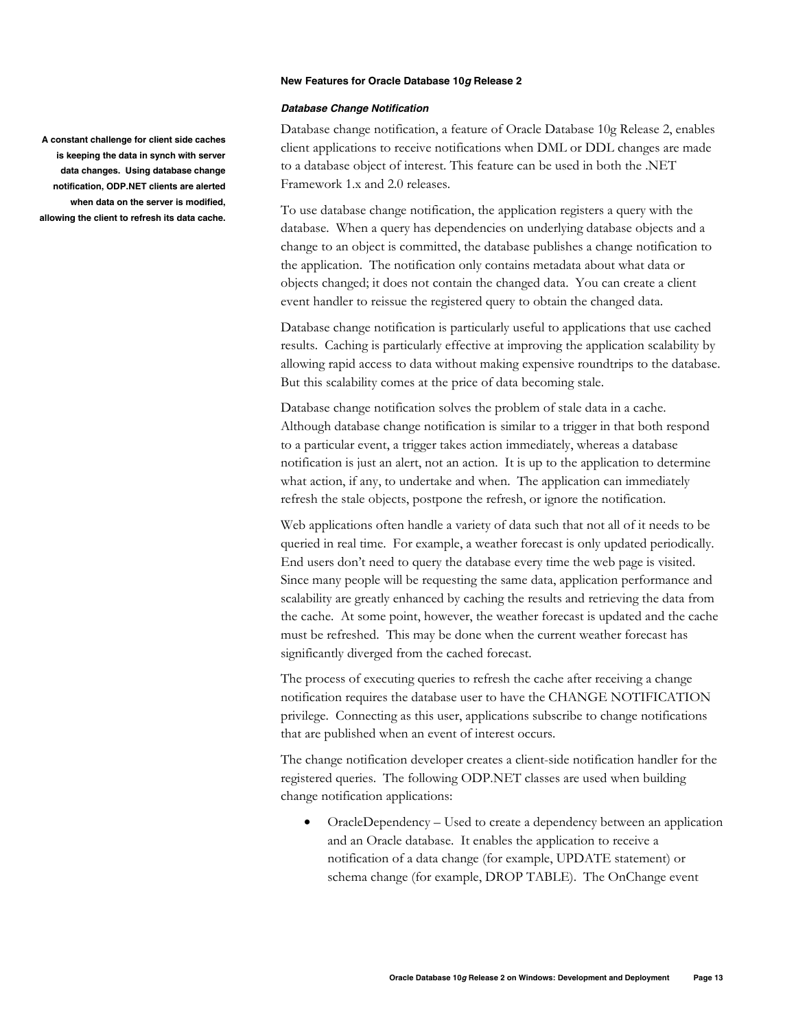### New Features for Oracle Database 10*g* Release 2

#### *Database Change Notification*

**A constant challenge for client side caches is keeping the data in synch with server data changes. Using database change notification, ODP.NET clients are alerted when data on the server is modified, allowing the client to refresh its data cache.**

Database change notification, a feature of Oracle Database 10g Release 2, enables client applications to receive notifications when DML or DDL changes are made to a database object of interest. This feature can be used in both the .NET Framework 1.x and 2.0 releases.

To use database change notification, the application registers a query with the database. When a query has dependencies on underlying database objects and a change to an object is committed, the database publishes a change notification to the application. The notification only contains metadata about what data or objects changed; it does not contain the changed data. You can create a client event handler to reissue the registered query to obtain the changed data.

Database change notification is particularly useful to applications that use cached results. Caching is particularly effective at improving the application scalability by allowing rapid access to data without making expensive roundtrips to the database. But this scalability comes at the price of data becoming stale.

Database change notification solves the problem of stale data in a cache. Although database change notification is similar to a trigger in that both respond to a particular event, a trigger takes action immediately, whereas a database notification is just an alert, not an action. It is up to the application to determine what action, if any, to undertake and when. The application can immediately refresh the stale objects, postpone the refresh, or ignore the notification.

Web applications often handle a variety of data such that not all of it needs to be queried in real time. For example, a weather forecast is only updated periodically. End users don't need to query the database every time the web page is visited. Since many people will be requesting the same data, application performance and scalability are greatly enhanced by caching the results and retrieving the data from the cache. At some point, however, the weather forecast is updated and the cache must be refreshed. This may be done when the current weather forecast has significantly diverged from the cached forecast.

The process of executing queries to refresh the cache after receiving a change notification requires the database user to have the CHANGE NOTIFICATION privilege. Connecting as this user, applications subscribe to change notifications that are published when an event of interest occurs.

The change notification developer creates a client-side notification handler for the registered queries. The following ODP.NET classes are used when building change notification applications:

- OracleDependency – Used to create a dependency between an application and an Oracle database. It enables the application to receive a notification of a data change (for example, UPDATE statement) or schema change (for example, DROP TABLE). The OnChange event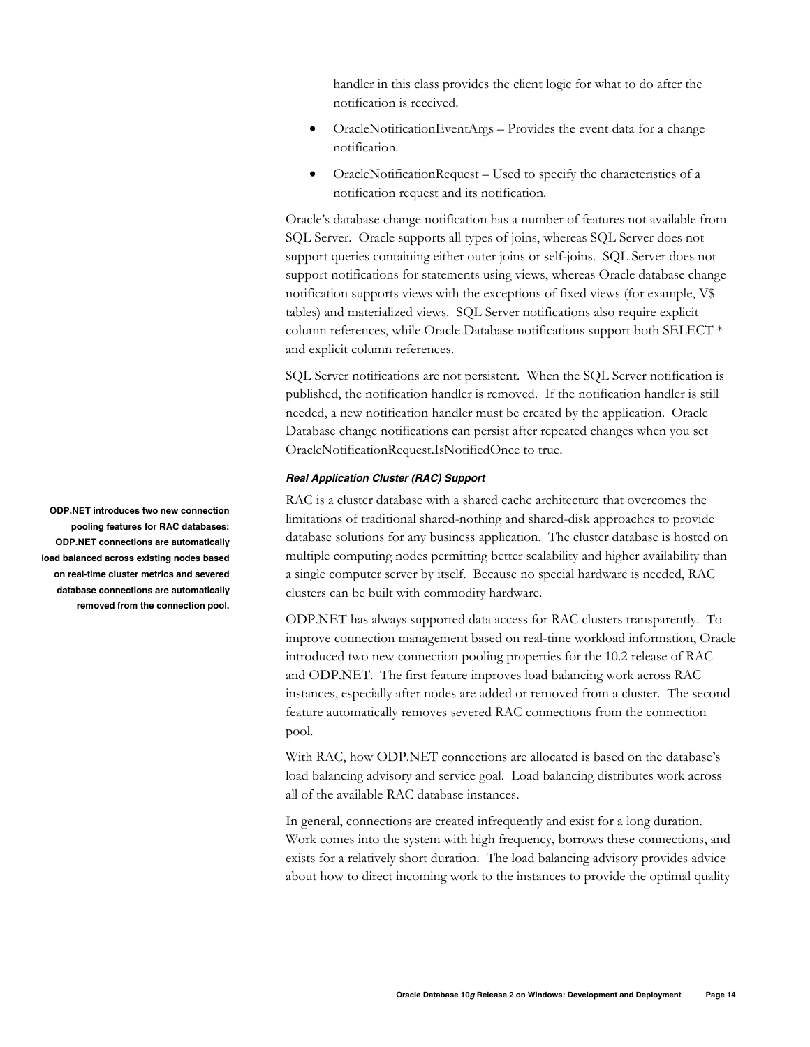handler in this class provides the client logic for what to do after the notification is received.

- OracleNotificationEventArgs – Provides the event data for a change notification.
- OracleNotificationRequest – Used to specify the characteristics of a notification request and its notification.

Oracle's database change notification has a number of features not available from SQL Server. Oracle supports all types of joins, whereas SQL Server does not support queries containing either outer joins or self-joins. SQL Server does not support notifications for statements using views, whereas Oracle database change notification supports views with the exceptions of fixed views (for example, V$ tables) and materialized views. SQL Server notifications also require explicit column references, while Oracle Database notifications support both SELECT * and explicit column references.

SQL Server notifications are not persistent. When the SQL Server notification is published, the notification handler is removed. If the notification handler is still needed, a new notification handler must be created by the application. Oracle Database change notifications can persist after repeated changes when you set OracleNotificationRequest.IsNotifiedOnce to true.

#### *Real Application Cluster (RAC) Support*

**ODP.NET introduces two new connection pooling features for RAC databases: ODP.NET connections are automatically load balanced across existing nodes based on real-time cluster metrics and severed database connections are automatically removed from the connection pool.**

RAC is a cluster database with a shared cache architecture that overcomes the limitations of traditional shared-nothing and shared-disk approaches to provide database solutions for any business application. The cluster database is hosted on multiple computing nodes permitting better scalability and higher availability than a single computer server by itself. Because no special hardware is needed, RAC clusters can be built with commodity hardware.

ODP.NET has always supported data access for RAC clusters transparently. To improve connection management based on real-time workload information, Oracle introduced two new connection pooling properties for the 10.2 release of RAC and ODP.NET. The first feature improves load balancing work across RAC instances, especially after nodes are added or removed from a cluster. The second feature automatically removes severed RAC connections from the connection pool.

With RAC, how ODP.NET connections are allocated is based on the database's load balancing advisory and service goal. Load balancing distributes work across all of the available RAC database instances.

In general, connections are created infrequently and exist for a long duration. Work comes into the system with high frequency, borrows these connections, and exists for a relatively short duration. The load balancing advisory provides advice about how to direct incoming work to the instances to provide the optimal quality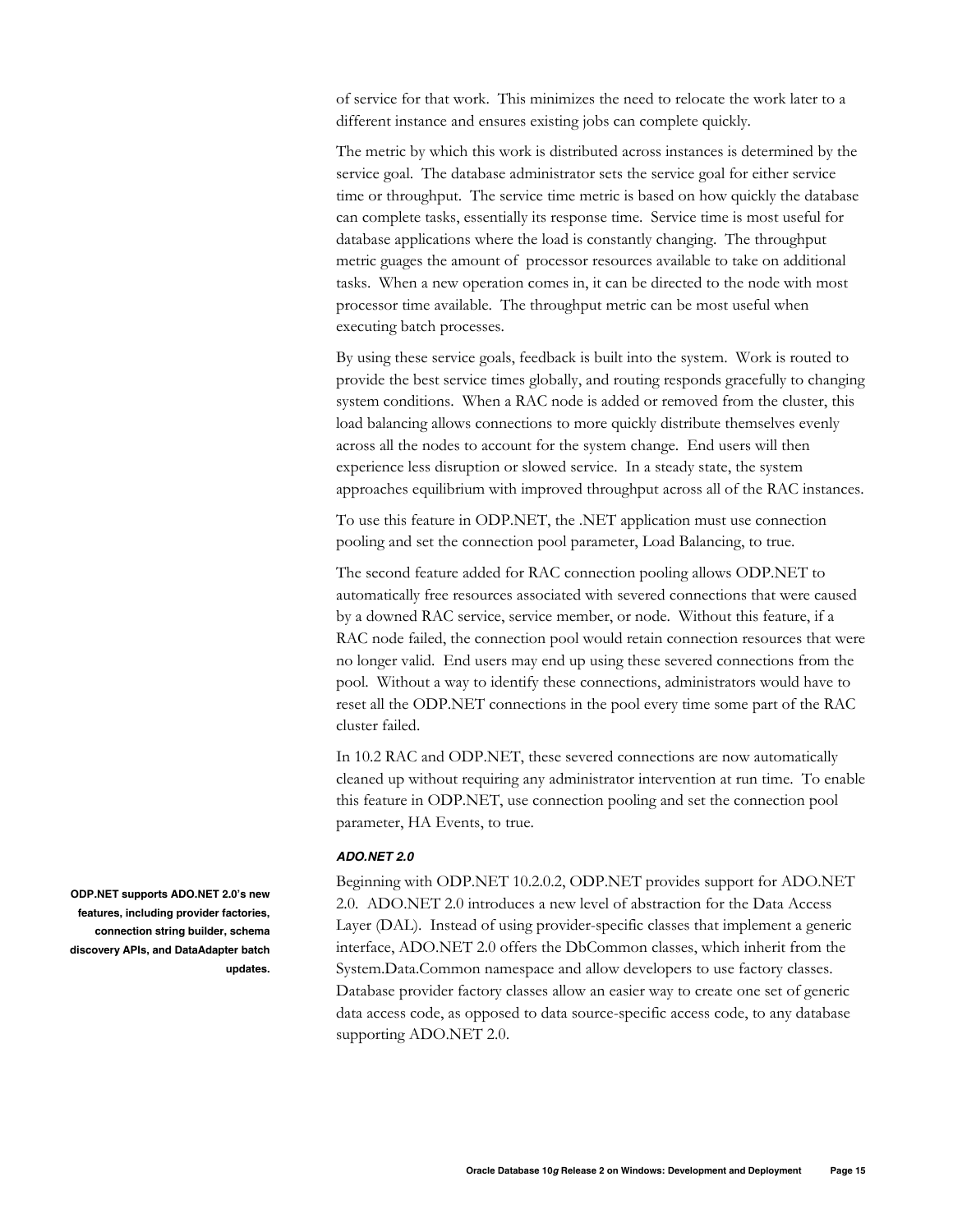of service for that work. This minimizes the need to relocate the work later to a different instance and ensures existing jobs can complete quickly.

The metric by which this work is distributed across instances is determined by the service goal. The database administrator sets the service goal for either service time or throughput. The service time metric is based on how quickly the database can complete tasks, essentially its response time. Service time is most useful for database applications where the load is constantly changing. The throughput metric guages the amount of processor resources available to take on additional tasks. When a new operation comes in, it can be directed to the node with most processor time available. The throughput metric can be most useful when executing batch processes.

By using these service goals, feedback is built into the system. Work is routed to provide the best service times globally, and routing responds gracefully to changing system conditions. When a RAC node is added or removed from the cluster, this load balancing allows connections to more quickly distribute themselves evenly across all the nodes to account for the system change. End users will then experience less disruption or slowed service. In a steady state, the system approaches equilibrium with improved throughput across all of the RAC instances.

To use this feature in ODP.NET, the .NET application must use connection pooling and set the connection pool parameter, Load Balancing, to true.

The second feature added for RAC connection pooling allows ODP.NET to automatically free resources associated with severed connections that were caused by a downed RAC service, service member, or node. Without this feature, if a RAC node failed, the connection pool would retain connection resources that were no longer valid. End users may end up using these severed connections from the pool. Without a way to identify these connections, administrators would have to reset all the ODP.NET connections in the pool every time some part of the RAC cluster failed.

In 10.2 RAC and ODP.NET, these severed connections are now automatically cleaned up without requiring any administrator intervention at run time. To enable this feature in ODP.NET, use connection pooling and set the connection pool parameter, HA Events, to true.

#### *ADO.NET 2.0*

**ODP.NET supports ADO.NET 2.0's new features, including provider factories, connection string builder, schema discovery APIs, and DataAdapter batch updates.**

Beginning with ODP.NET 10.2.0.2, ODP.NET provides support for ADO.NET 2.0. ADO.NET 2.0 introduces a new level of abstraction for the Data Access Layer (DAL). Instead of using provider-specific classes that implement a generic interface, ADO.NET 2.0 offers the DbCommon classes, which inherit from the System.Data.Common namespace and allow developers to use factory classes. Database provider factory classes allow an easier way to create one set of generic data access code, as opposed to data source-specific access code, to any database supporting ADO.NET 2.0.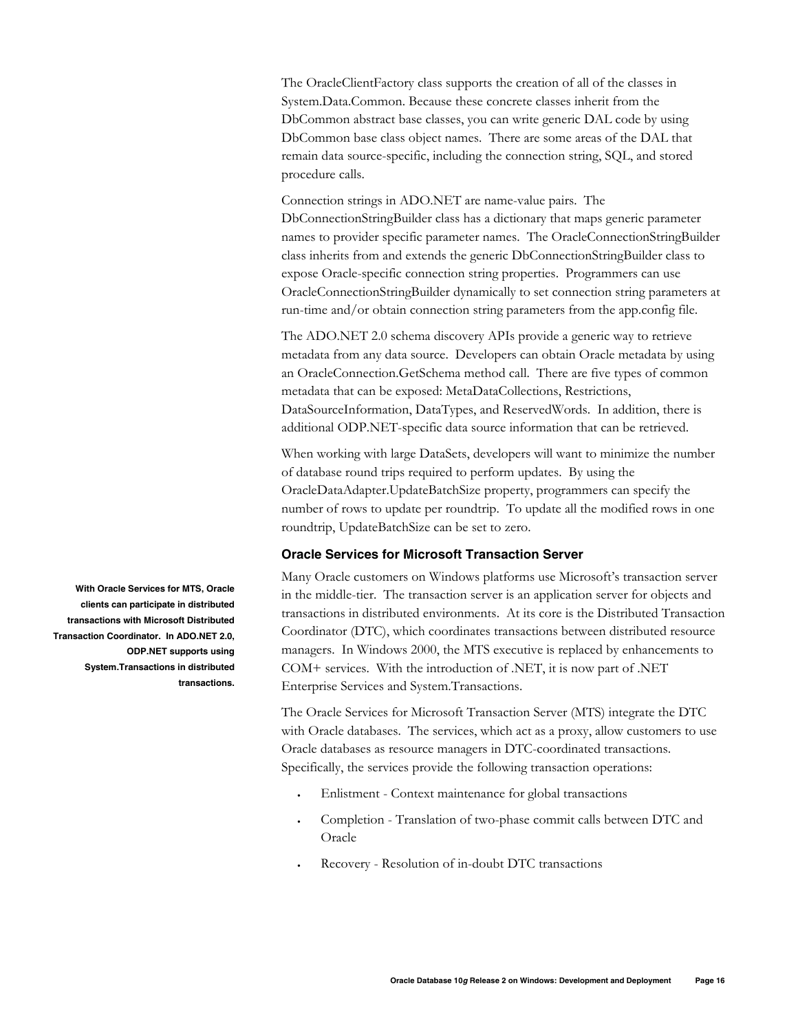The OracleClientFactory class supports the creation of all of the classes in System.Data.Common. Because these concrete classes inherit from the DbCommon abstract base classes, you can write generic DAL code by using DbCommon base class object names. There are some areas of the DAL that remain data source-specific, including the connection string, SQL, and stored procedure calls.

Connection strings in ADO.NET are name-value pairs. The DbConnectionStringBuilder class has a dictionary that maps generic parameter names to provider specific parameter names. The OracleConnectionStringBuilder class inherits from and extends the generic DbConnectionStringBuilder class to expose Oracle-specific connection string properties. Programmers can use OracleConnectionStringBuilder dynamically to set connection string parameters at run-time and/or obtain connection string parameters from the app.config file.

The ADO.NET 2.0 schema discovery APIs provide a generic way to retrieve metadata from any data source. Developers can obtain Oracle metadata by using an OracleConnection.GetSchema method call. There are five types of common metadata that can be exposed: MetaDataCollections, Restrictions, DataSourceInformation, DataTypes, and ReservedWords. In addition, there is additional ODP.NET-specific data source information that can be retrieved.

When working with large DataSets, developers will want to minimize the number of database round trips required to perform updates. By using the OracleDataAdapter.UpdateBatchSize property, programmers can specify the number of rows to update per roundtrip. To update all the modified rows in one roundtrip, UpdateBatchSize can be set to zero.

### Oracle Services for Microsoft Transaction Server

**With Oracle Services for MTS, Oracle clients can participate in distributed transactions with Microsoft Distributed Transaction Coordinator. In ADO.NET 2.0, ODP.NET supports using System.Transactions in distributed transactions.**

Many Oracle customers on Windows platforms use Microsoft's transaction server in the middle-tier. The transaction server is an application server for objects and transactions in distributed environments. At its core is the Distributed Transaction Coordinator (DTC), which coordinates transactions between distributed resource managers. In Windows 2000, the MTS executive is replaced by enhancements to COM+ services. With the introduction of .NET, it is now part of .NET Enterprise Services and System.Transactions.

The Oracle Services for Microsoft Transaction Server (MTS) integrate the DTC with Oracle databases. The services, which act as a proxy, allow customers to use Oracle databases as resource managers in DTC-coordinated transactions. Specifically, the services provide the following transaction operations:

- Enlistment - Context maintenance for global transactions
- Completion - Translation of two-phase commit calls between DTC and Oracle
- Recovery - Resolution of in-doubt DTC transactions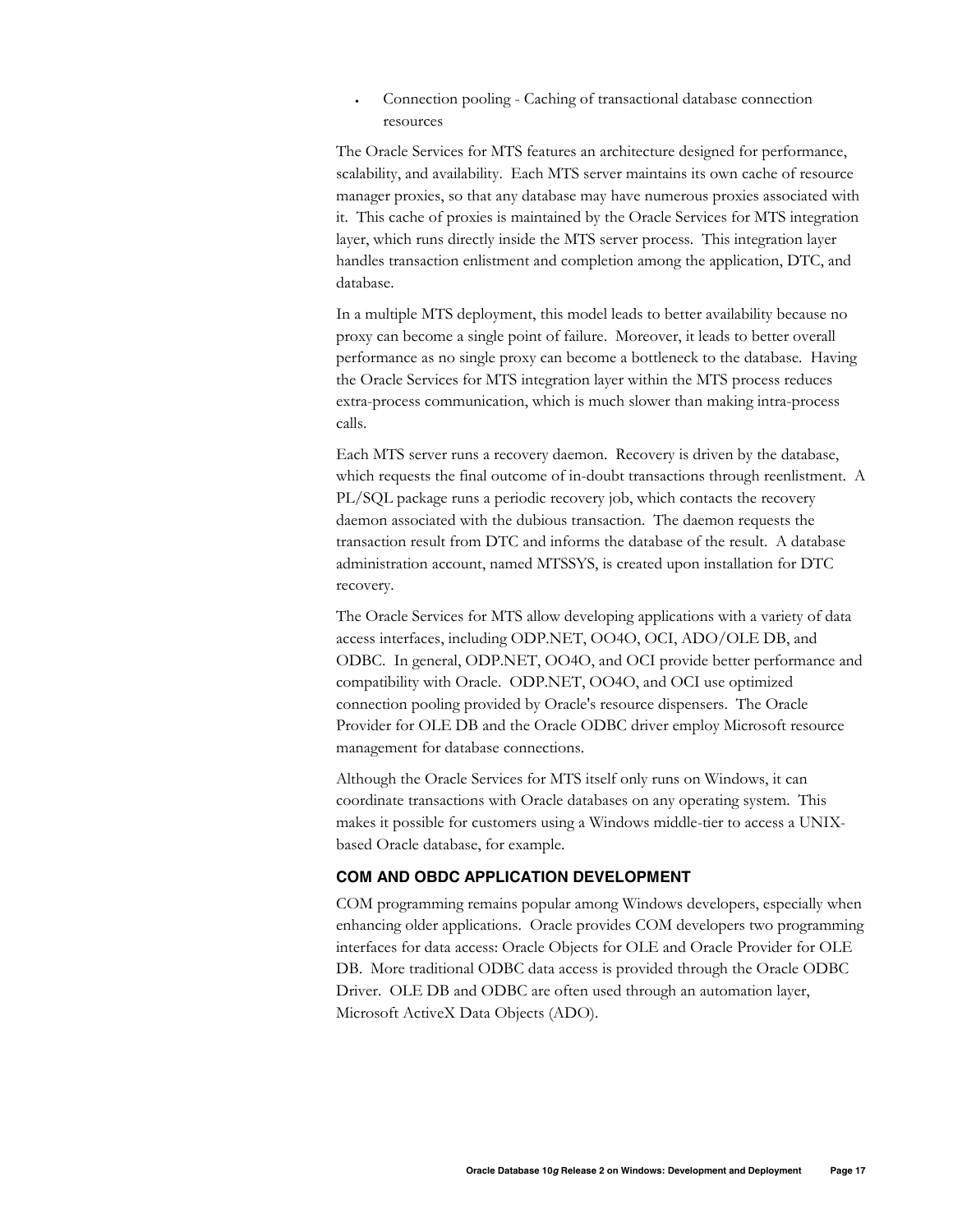- Connection pooling - Caching of transactional database connection resources

The Oracle Services for MTS features an architecture designed for performance, scalability, and availability. Each MTS server maintains its own cache of resource manager proxies, so that any database may have numerous proxies associated with it. This cache of proxies is maintained by the Oracle Services for MTS integration layer, which runs directly inside the MTS server process. This integration layer handles transaction enlistment and completion among the application, DTC, and database.

In a multiple MTS deployment, this model leads to better availability because no proxy can become a single point of failure. Moreover, it leads to better overall performance as no single proxy can become a bottleneck to the database. Having the Oracle Services for MTS integration layer within the MTS process reduces extra-process communication, which is much slower than making intra-process calls.

Each MTS server runs a recovery daemon. Recovery is driven by the database, which requests the final outcome of in-doubt transactions through reenlistment. A PL/SQL package runs a periodic recovery job, which contacts the recovery daemon associated with the dubious transaction. The daemon requests the transaction result from DTC and informs the database of the result. A database administration account, named MTSSYS, is created upon installation for DTC recovery.

The Oracle Services for MTS allow developing applications with a variety of data access interfaces, including ODP.NET, OO4O, OCI, ADO/OLE DB, and ODBC. In general, ODP.NET, OO4O, and OCI provide better performance and compatibility with Oracle. ODP.NET, OO4O, and OCI use optimized connection pooling provided by Oracle's resource dispensers. The Oracle Provider for OLE DB and the Oracle ODBC driver employ Microsoft resource management for database connections.

Although the Oracle Services for MTS itself only runs on Windows, it can coordinate transactions with Oracle databases on any operating system. This makes it possible for customers using a Windows middle-tier to access a UNIX-based Oracle database, for example.

## COM AND OBDC APPLICATION DEVELOPMENT

COM programming remains popular among Windows developers, especially when enhancing older applications. Oracle provides COM developers two programming interfaces for data access: Oracle Objects for OLE and Oracle Provider for OLE DB. More traditional ODBC data access is provided through the Oracle ODBC Driver. OLE DB and ODBC are often used through an automation layer, Microsoft ActiveX Data Objects (ADO).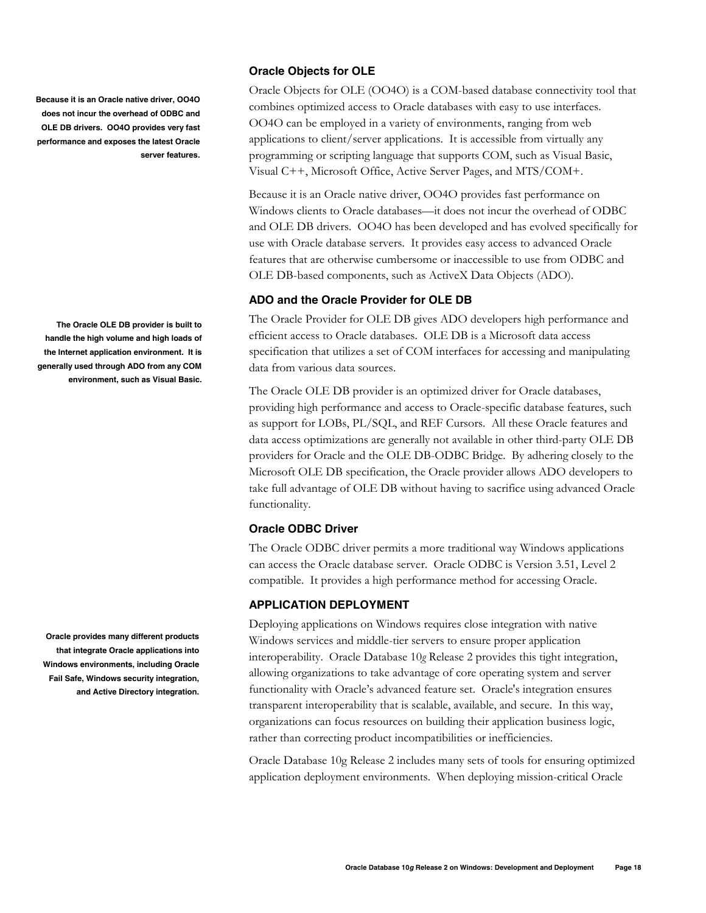**Because it is an Oracle native driver, OO4O does not incur the overhead of ODBC and OLE DB drivers. OO4O provides very fast performance and exposes the latest Oracle server features.**

### Oracle Objects for OLE

Oracle Objects for OLE (OO4O) is a COM-based database connectivity tool that combines optimized access to Oracle databases with easy to use interfaces. OO4O can be employed in a variety of environments, ranging from web applications to client/server applications. It is accessible from virtually any programming or scripting language that supports COM, such as Visual Basic, Visual C++, Microsoft Office, Active Server Pages, and MTS/COM+.

Because it is an Oracle native driver, OO4O provides fast performance on Windows clients to Oracle databases—it does not incur the overhead of ODBC and OLE DB drivers. OO4O has been developed and has evolved specifically for use with Oracle database servers. It provides easy access to advanced Oracle features that are otherwise cumbersome or inaccessible to use from ODBC and OLE DB-based components, such as ActiveX Data Objects (ADO).

**The Oracle OLE DB provider is built to handle the high volume and high loads of the Internet application environment. It is generally used through ADO from any COM environment, such as Visual Basic.**

### ADO and the Oracle Provider for OLE DB

The Oracle Provider for OLE DB gives ADO developers high performance and efficient access to Oracle databases. OLE DB is a Microsoft data access specification that utilizes a set of COM interfaces for accessing and manipulating data from various data sources.

The Oracle OLE DB provider is an optimized driver for Oracle databases, providing high performance and access to Oracle-specific database features, such as support for LOBs, PL/SQL, and REF Cursors. All these Oracle features and data access optimizations are generally not available in other third-party OLE DB providers for Oracle and the OLE DB-ODBC Bridge. By adhering closely to the Microsoft OLE DB specification, the Oracle provider allows ADO developers to take full advantage of OLE DB without having to sacrifice using advanced Oracle functionality.

### Oracle ODBC Driver

The Oracle ODBC driver permits a more traditional way Windows applications can access the Oracle database server. Oracle ODBC is Version 3.51, Level 2 compatible. It provides a high performance method for accessing Oracle.

**Oracle provides many different products that integrate Oracle applications into Windows environments, including Oracle Fail Safe, Windows security integration, and Active Directory integration.**

## APPLICATION DEPLOYMENT

Deploying applications on Windows requires close integration with native Windows services and middle-tier servers to ensure proper application interoperability. Oracle Database 10*g* Release 2 provides this tight integration, allowing organizations to take advantage of core operating system and server functionality with Oracle's advanced feature set. Oracle's integration ensures transparent interoperability that is scalable, available, and secure. In this way, organizations can focus resources on building their application business logic, rather than correcting product incompatibilities or inefficiencies.

Oracle Database 10g Release 2 includes many sets of tools for ensuring optimized application deployment environments. When deploying mission-critical Oracle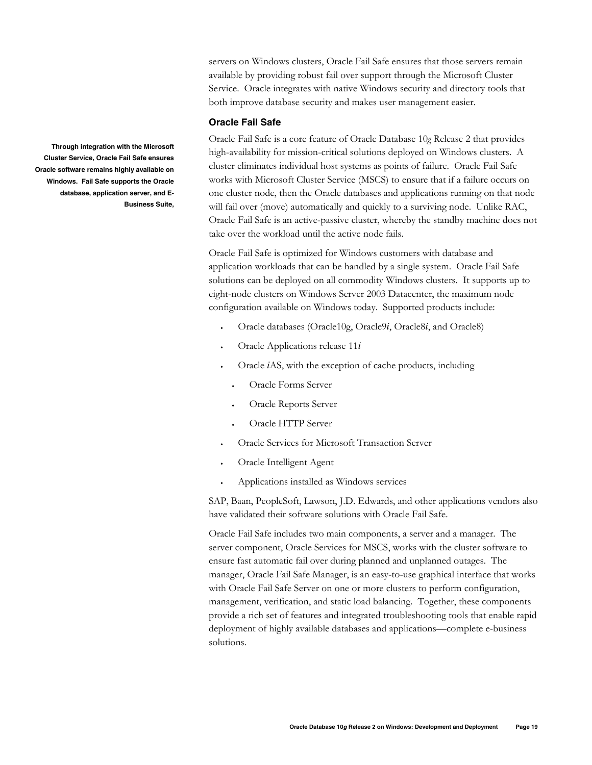servers on Windows clusters, Oracle Fail Safe ensures that those servers remain available by providing robust fail over support through the Microsoft Cluster Service. Oracle integrates with native Windows security and directory tools that both improve database security and makes user management easier.

### Oracle Fail Safe

**Through integration with the Microsoft Cluster Service, Oracle Fail Safe ensures Oracle software remains highly available on Windows. Fail Safe supports the Oracle database, application server, and E-Business Suite,**

Oracle Fail Safe is a core feature of Oracle Database 10*g* Release 2 that provides high-availability for mission-critical solutions deployed on Windows clusters. A cluster eliminates individual host systems as points of failure. Oracle Fail Safe works with Microsoft Cluster Service (MSCS) to ensure that if a failure occurs on one cluster node, then the Oracle databases and applications running on that node will fail over (move) automatically and quickly to a surviving node. Unlike RAC, Oracle Fail Safe is an active-passive cluster, whereby the standby machine does not take over the workload until the active node fails.

Oracle Fail Safe is optimized for Windows customers with database and application workloads that can be handled by a single system. Oracle Fail Safe solutions can be deployed on all commodity Windows clusters. It supports up to eight-node clusters on Windows Server 2003 Datacenter, the maximum node configuration available on Windows today. Supported products include:

- Oracle databases (Oracle10g, Oracle9*i*, Oracle8*i*, and Oracle8)
- Oracle Applications release 11*i*
- Oracle *i*AS, with the exception of cache products, including
  - Oracle Forms Server
  - Oracle Reports Server
  - Oracle HTTP Server
- Oracle Services for Microsoft Transaction Server
- Oracle Intelligent Agent
- Applications installed as Windows services

SAP, Baan, PeopleSoft, Lawson, J.D. Edwards, and other applications vendors also have validated their software solutions with Oracle Fail Safe.

Oracle Fail Safe includes two main components, a server and a manager. The server component, Oracle Services for MSCS, works with the cluster software to ensure fast automatic fail over during planned and unplanned outages. The manager, Oracle Fail Safe Manager, is an easy-to-use graphical interface that works with Oracle Fail Safe Server on one or more clusters to perform configuration, management, verification, and static load balancing. Together, these components provide a rich set of features and integrated troubleshooting tools that enable rapid deployment of highly available databases and applications—complete e-business solutions.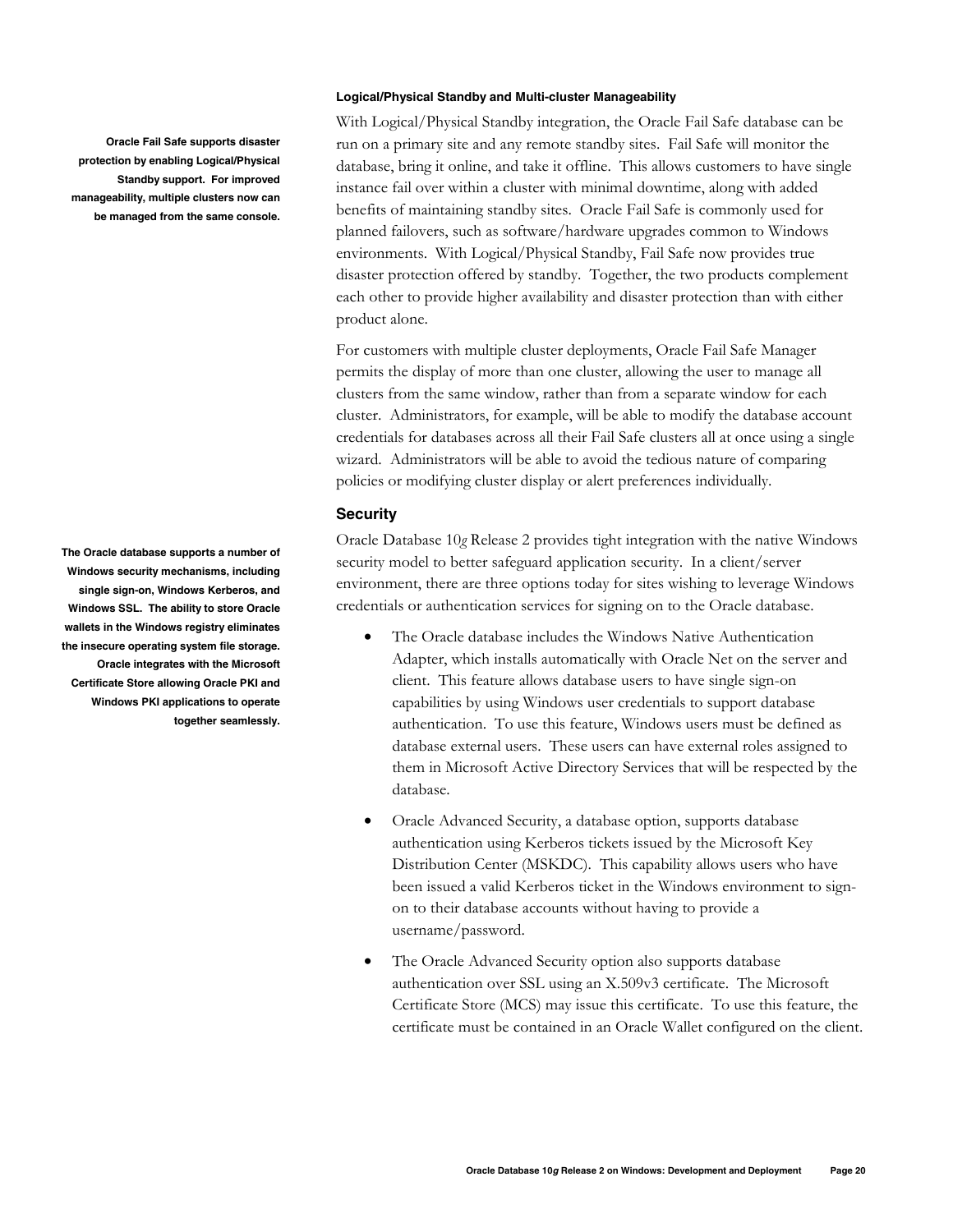#### Logical/Physical Standby and Multi-cluster Manageability

**Oracle Fail Safe supports disaster protection by enabling Logical/Physical Standby support. For improved manageability, multiple clusters now can be managed from the same console.**

With Logical/Physical Standby integration, the Oracle Fail Safe database can be run on a primary site and any remote standby sites. Fail Safe will monitor the database, bring it online, and take it offline. This allows customers to have single instance fail over within a cluster with minimal downtime, along with added benefits of maintaining standby sites. Oracle Fail Safe is commonly used for planned failovers, such as software/hardware upgrades common to Windows environments. With Logical/Physical Standby, Fail Safe now provides true disaster protection offered by standby. Together, the two products complement each other to provide higher availability and disaster protection than with either product alone.

For customers with multiple cluster deployments, Oracle Fail Safe Manager permits the display of more than one cluster, allowing the user to manage all clusters from the same window, rather than from a separate window for each cluster. Administrators, for example, will be able to modify the database account credentials for databases across all their Fail Safe clusters all at once using a single wizard. Administrators will be able to avoid the tedious nature of comparing policies or modifying cluster display or alert preferences individually.

### Security

**The Oracle database supports a number of Windows security mechanisms, including single sign-on, Windows Kerberos, and Windows SSL. The ability to store Oracle wallets in the Windows registry eliminates the insecure operating system file storage. Oracle integrates with the Microsoft Certificate Store allowing Oracle PKI and Windows PKI applications to operate together seamlessly.**

Oracle Database 10*g* Release 2 provides tight integration with the native Windows security model to better safeguard application security. In a client/server environment, there are three options today for sites wishing to leverage Windows credentials or authentication services for signing on to the Oracle database.

- The Oracle database includes the Windows Native Authentication Adapter, which installs automatically with Oracle Net on the server and client. This feature allows database users to have single sign-on capabilities by using Windows user credentials to support database authentication. To use this feature, Windows users must be defined as database external users. These users can have external roles assigned to them in Microsoft Active Directory Services that will be respected by the database.
- Oracle Advanced Security, a database option, supports database authentication using Kerberos tickets issued by the Microsoft Key Distribution Center (MSKDC). This capability allows users who have been issued a valid Kerberos ticket in the Windows environment to sign-on to their database accounts without having to provide a username/password.
- The Oracle Advanced Security option also supports database authentication over SSL using an X.509v3 certificate. The Microsoft Certificate Store (MCS) may issue this certificate. To use this feature, the certificate must be contained in an Oracle Wallet configured on the client.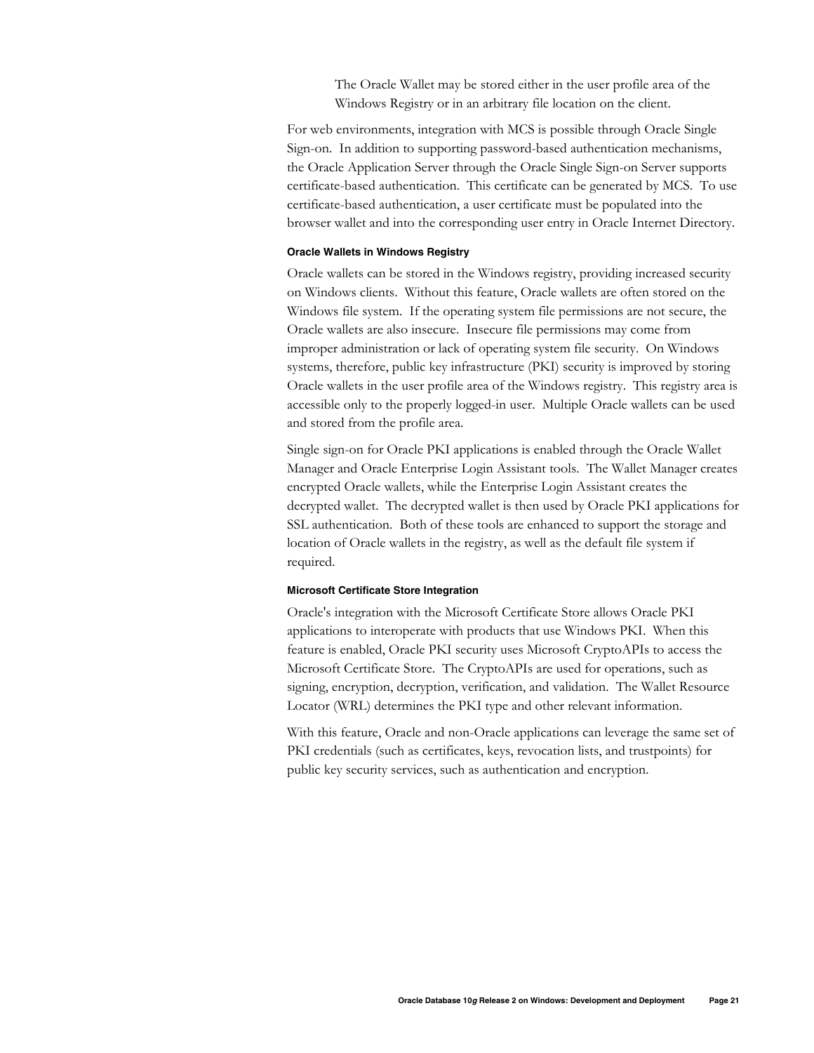The Oracle Wallet may be stored either in the user profile area of the Windows Registry or in an arbitrary file location on the client.

For web environments, integration with MCS is possible through Oracle Single Sign-on. In addition to supporting password-based authentication mechanisms, the Oracle Application Server through the Oracle Single Sign-on Server supports certificate-based authentication. This certificate can be generated by MCS. To use certificate-based authentication, a user certificate must be populated into the browser wallet and into the corresponding user entry in Oracle Internet Directory.

#### Oracle Wallets in Windows Registry

Oracle wallets can be stored in the Windows registry, providing increased security on Windows clients. Without this feature, Oracle wallets are often stored on the Windows file system. If the operating system file permissions are not secure, the Oracle wallets are also insecure. Insecure file permissions may come from improper administration or lack of operating system file security. On Windows systems, therefore, public key infrastructure (PKI) security is improved by storing Oracle wallets in the user profile area of the Windows registry. This registry area is accessible only to the properly logged-in user. Multiple Oracle wallets can be used and stored from the profile area.

Single sign-on for Oracle PKI applications is enabled through the Oracle Wallet Manager and Oracle Enterprise Login Assistant tools. The Wallet Manager creates encrypted Oracle wallets, while the Enterprise Login Assistant creates the decrypted wallet. The decrypted wallet is then used by Oracle PKI applications for SSL authentication. Both of these tools are enhanced to support the storage and location of Oracle wallets in the registry, as well as the default file system if required.

#### Microsoft Certificate Store Integration

Oracle's integration with the Microsoft Certificate Store allows Oracle PKI applications to interoperate with products that use Windows PKI. When this feature is enabled, Oracle PKI security uses Microsoft CryptoAPIs to access the Microsoft Certificate Store. The CryptoAPIs are used for operations, such as signing, encryption, decryption, verification, and validation. The Wallet Resource Locator (WRL) determines the PKI type and other relevant information.

With this feature, Oracle and non-Oracle applications can leverage the same set of PKI credentials (such as certificates, keys, revocation lists, and trustpoints) for public key security services, such as authentication and encryption.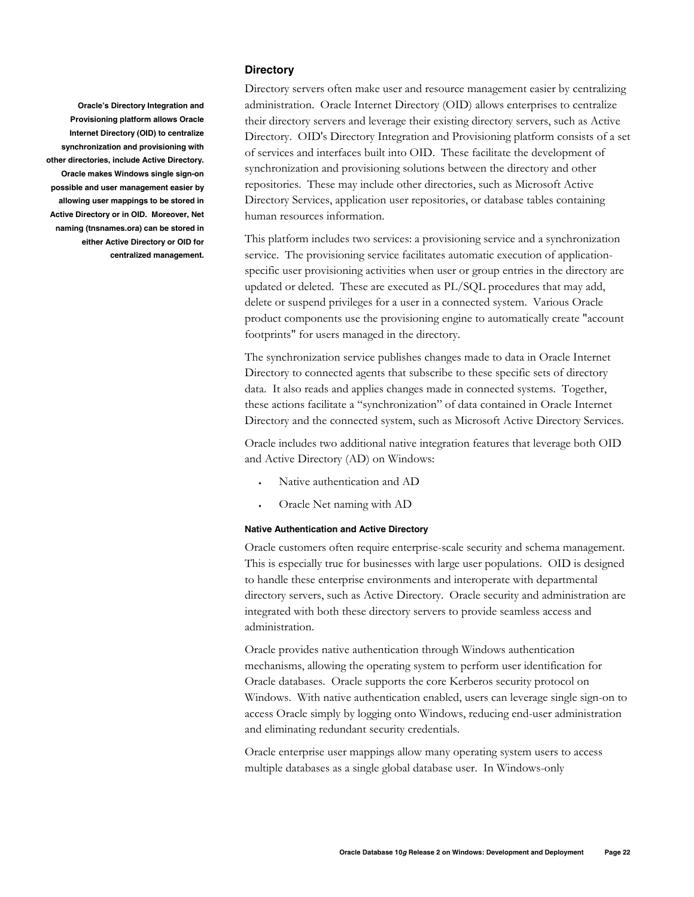## Directory

Oracle's Directory Integration and Provisioning platform allows Oracle Internet Directory (OID) to centralize synchronization and provisioning with other directories, include Active Directory. Oracle makes Windows single sign-on possible and user management easier by allowing user mappings to be stored in Active Directory or in OID. Moreover, Net naming (tnsnames.ora) can be stored in either Active Directory or OID for centralized management.

Directory servers often make user and resource management easier by centralizing administration. Oracle Internet Directory (OID) allows enterprises to centralize their directory servers and leverage their existing directory servers, such as Active Directory. OID's Directory Integration and Provisioning platform consists of a set of services and interfaces built into OID. These facilitate the development of synchronization and provisioning solutions between the directory and other repositories. These may include other directories, such as Microsoft Active Directory Services, application user repositories, or database tables containing human resources information.

This platform includes two services: a provisioning service and a synchronization service. The provisioning service facilitates automatic execution of application-specific user provisioning activities when user or group entries in the directory are updated or deleted. These are executed as PL/SQL procedures that may add, delete or suspend privileges for a user in a connected system. Various Oracle product components use the provisioning engine to automatically create "account footprints" for users managed in the directory.

The synchronization service publishes changes made to data in Oracle Internet Directory to connected agents that subscribe to these specific sets of directory data. It also reads and applies changes made in connected systems. Together, these actions facilitate a "synchronization" of data contained in Oracle Internet Directory and the connected system, such as Microsoft Active Directory Services.

Oracle includes two additional native integration features that leverage both OID and Active Directory (AD) on Windows:

- Native authentication and AD
- Oracle Net naming with AD

#### Native Authentication and Active Directory

Oracle customers often require enterprise-scale security and schema management. This is especially true for businesses with large user populations. OID is designed to handle these enterprise environments and interoperate with departmental directory servers, such as Active Directory. Oracle security and administration are integrated with both these directory servers to provide seamless access and administration.

Oracle provides native authentication through Windows authentication mechanisms, allowing the operating system to perform user identification for Oracle databases. Oracle supports the core Kerberos security protocol on Windows. With native authentication enabled, users can leverage single sign-on to access Oracle simply by logging onto Windows, reducing end-user administration and eliminating redundant security credentials.

Oracle enterprise user mappings allow many operating system users to access multiple databases as a single global database user. In Windows-only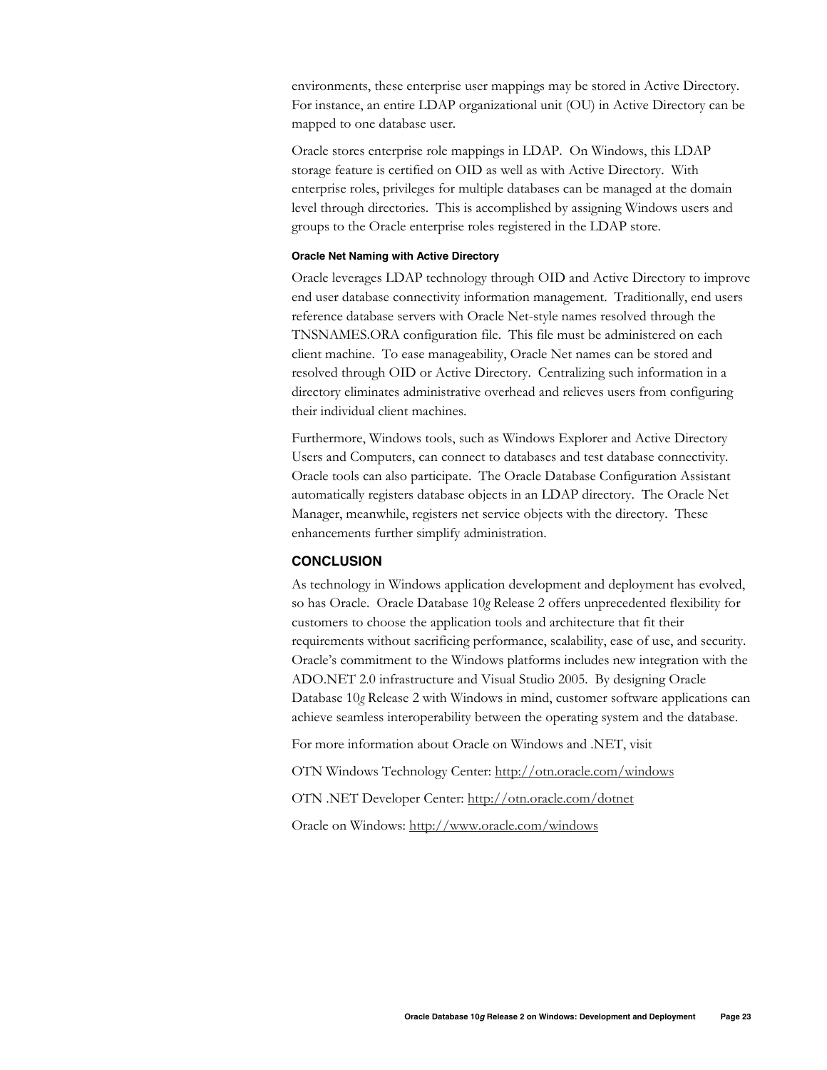environments, these enterprise user mappings may be stored in Active Directory. For instance, an entire LDAP organizational unit (OU) in Active Directory can be mapped to one database user.

Oracle stores enterprise role mappings in LDAP. On Windows, this LDAP storage feature is certified on OID as well as with Active Directory. With enterprise roles, privileges for multiple databases can be managed at the domain level through directories. This is accomplished by assigning Windows users and groups to the Oracle enterprise roles registered in the LDAP store.

#### Oracle Net Naming with Active Directory

Oracle leverages LDAP technology through OID and Active Directory to improve end user database connectivity information management. Traditionally, end users reference database servers with Oracle Net-style names resolved through the TNSNAMES.ORA configuration file. This file must be administered on each client machine. To ease manageability, Oracle Net names can be stored and resolved through OID or Active Directory. Centralizing such information in a directory eliminates administrative overhead and relieves users from configuring their individual client machines.

Furthermore, Windows tools, such as Windows Explorer and Active Directory Users and Computers, can connect to databases and test database connectivity. Oracle tools can also participate. The Oracle Database Configuration Assistant automatically registers database objects in an LDAP directory. The Oracle Net Manager, meanwhile, registers net service objects with the directory. These enhancements further simplify administration.

## CONCLUSION

As technology in Windows application development and deployment has evolved, so has Oracle. Oracle Database 10*g* Release 2 offers unprecedented flexibility for customers to choose the application tools and architecture that fit their requirements without sacrificing performance, scalability, ease of use, and security. Oracle's commitment to the Windows platforms includes new integration with the ADO.NET 2.0 infrastructure and Visual Studio 2005. By designing Oracle Database 10*g* Release 2 with Windows in mind, customer software applications can achieve seamless interoperability between the operating system and the database.

For more information about Oracle on Windows and .NET, visit

OTN Windows Technology Center: http://otn.oracle.com/windows

OTN .NET Developer Center: http://otn.oracle.com/dotnet

Oracle on Windows: http://www.oracle.com/windows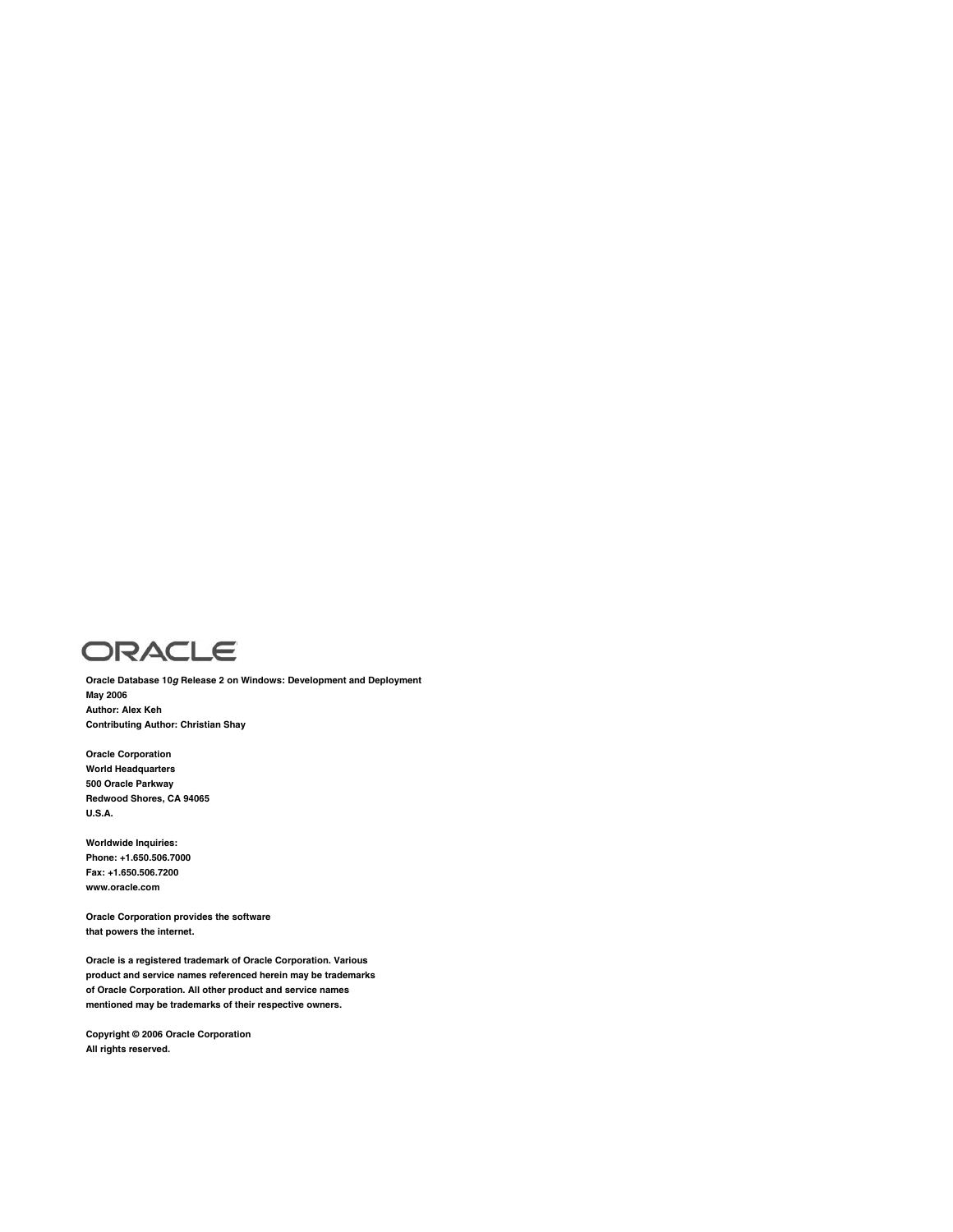ORACLE

**Oracle Database 10*g* Release 2 on Windows: Development and Deployment**
**May 2006**
**Author: Alex Keh**
**Contributing Author: Christian Shay**

**Oracle Corporation**
**World Headquarters**
**500 Oracle Parkway**
**Redwood Shores, CA 94065**
**U.S.A.**

**Worldwide Inquiries:**
**Phone: +1.650.506.7000**
**Fax: +1.650.506.7200**
**www.oracle.com**

**Oracle Corporation provides the software**
**that powers the internet.**

**Oracle is a registered trademark of Oracle Corporation. Various**
**product and service names referenced herein may be trademarks**
**of Oracle Corporation. All other product and service names**
**mentioned may be trademarks of their respective owners.**

**Copyright © 2006 Oracle Corporation**
**All rights reserved.**